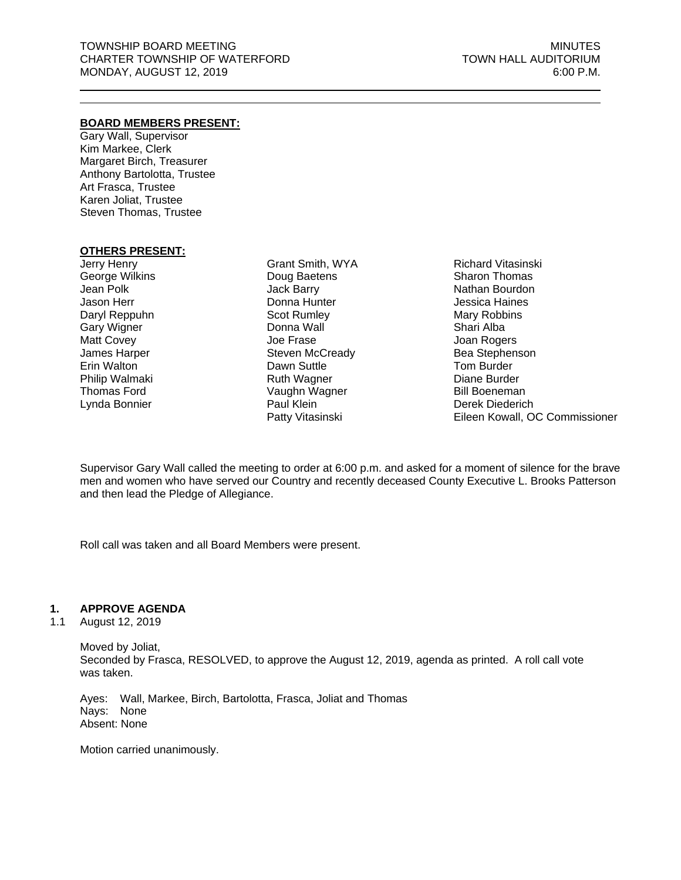TOWNSHIP BOARD MEETING
CHARTER TOWNSHIP OF WATERFORD
MONDAY, AUGUST 12, 2019

MINUTES
TOWN HALL AUDITORIUM
6:00 P.M.

---

**BOARD MEMBERS PRESENT:**

Gary Wall, Supervisor
Kim Markee, Clerk
Margaret Birch, Treasurer
Anthony Bartolotta, Trustee
Art Frasca, Trustee
Karen Joliat, Trustee
Steven Thomas, Trustee

**OTHERS PRESENT:**

Jerry Henry
George Wilkins
Jean Polk
Jason Herr
Daryl Reppuhn
Gary Wigner
Matt Covey
James Harper
Erin Walton
Philip Walmaki
Thomas Ford
Lynda Bonnier
Grant Smith, WYA
Doug Baetens
Jack Barry
Donna Hunter
Scot Rumley
Donna Wall
Joe Frase
Steven McCready
Dawn Suttle
Ruth Wagner
Vaughn Wagner
Paul Klein
Patty Vitasinski
Richard Vitasinski
Sharon Thomas
Nathan Bourdon
Jessica Haines
Mary Robbins
Shari Alba
Joan Rogers
Bea Stephenson
Tom Burder
Diane Burder
Bill Boeneman
Derek Diederich
Eileen Kowall, OC Commissioner

Supervisor Gary Wall called the meeting to order at 6:00 p.m. and asked for a moment of silence for the brave men and women who have served our Country and recently deceased County Executive L. Brooks Patterson and then lead the Pledge of Allegiance.

Roll call was taken and all Board Members were present.

## 1. APPROVE AGENDA

1.1 August 12, 2019

Moved by Joliat,
Seconded by Frasca, RESOLVED, to approve the August 12, 2019, agenda as printed. A roll call vote was taken.

Ayes: Wall, Markee, Birch, Bartolotta, Frasca, Joliat and Thomas
Nays: None
Absent: None

Motion carried unanimously.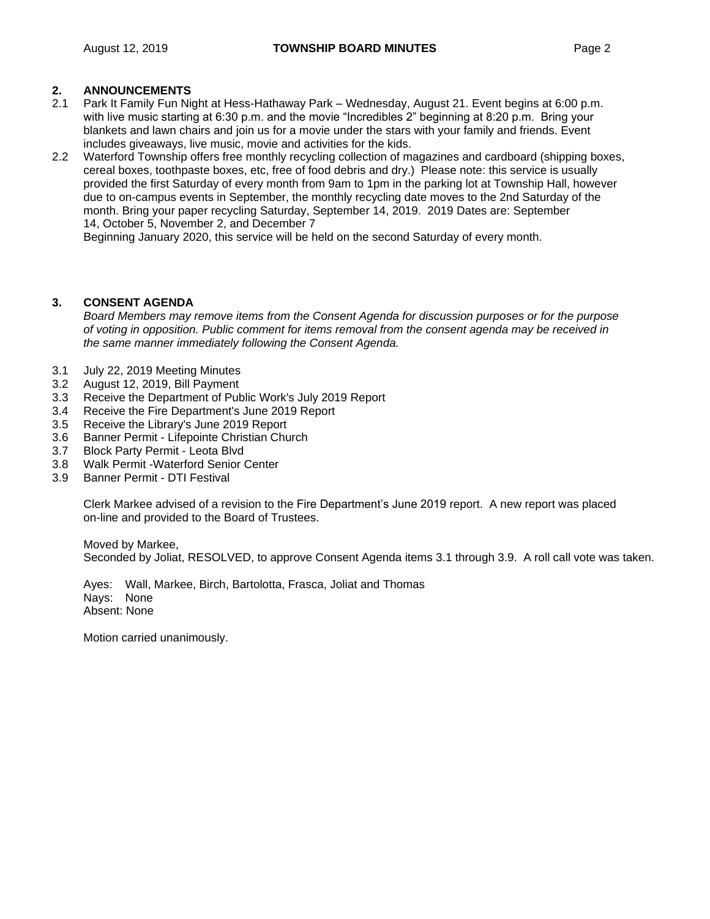## 2. ANNOUNCEMENTS

2.1 Park It Family Fun Night at Hess-Hathaway Park – Wednesday, August 21. Event begins at 6:00 p.m. with live music starting at 6:30 p.m. and the movie "Incredibles 2" beginning at 8:20 p.m. Bring your blankets and lawn chairs and join us for a movie under the stars with your family and friends. Event includes giveaways, live music, movie and activities for the kids.

2.2 Waterford Township offers free monthly recycling collection of magazines and cardboard (shipping boxes, cereal boxes, toothpaste boxes, etc, free of food debris and dry.) Please note: this service is usually provided the first Saturday of every month from 9am to 1pm in the parking lot at Township Hall, however due to on-campus events in September, the monthly recycling date moves to the 2nd Saturday of the month. Bring your paper recycling Saturday, September 14, 2019. 2019 Dates are: September 14, October 5, November 2, and December 7
Beginning January 2020, this service will be held on the second Saturday of every month.

## 3. CONSENT AGENDA

*Board Members may remove items from the Consent Agenda for discussion purposes or for the purpose of voting in opposition. Public comment for items removal from the consent agenda may be received in the same manner immediately following the Consent Agenda.*

3.1 July 22, 2019 Meeting Minutes
3.2 August 12, 2019, Bill Payment
3.3 Receive the Department of Public Work's July 2019 Report
3.4 Receive the Fire Department's June 2019 Report
3.5 Receive the Library's June 2019 Report
3.6 Banner Permit - Lifepointe Christian Church
3.7 Block Party Permit - Leota Blvd
3.8 Walk Permit -Waterford Senior Center
3.9 Banner Permit - DTI Festival

Clerk Markee advised of a revision to the Fire Department's June 2019 report. A new report was placed on-line and provided to the Board of Trustees.

Moved by Markee,
Seconded by Joliat, RESOLVED, to approve Consent Agenda items 3.1 through 3.9. A roll call vote was taken.

Ayes: Wall, Markee, Birch, Bartolotta, Frasca, Joliat and Thomas
Nays: None
Absent: None

Motion carried unanimously.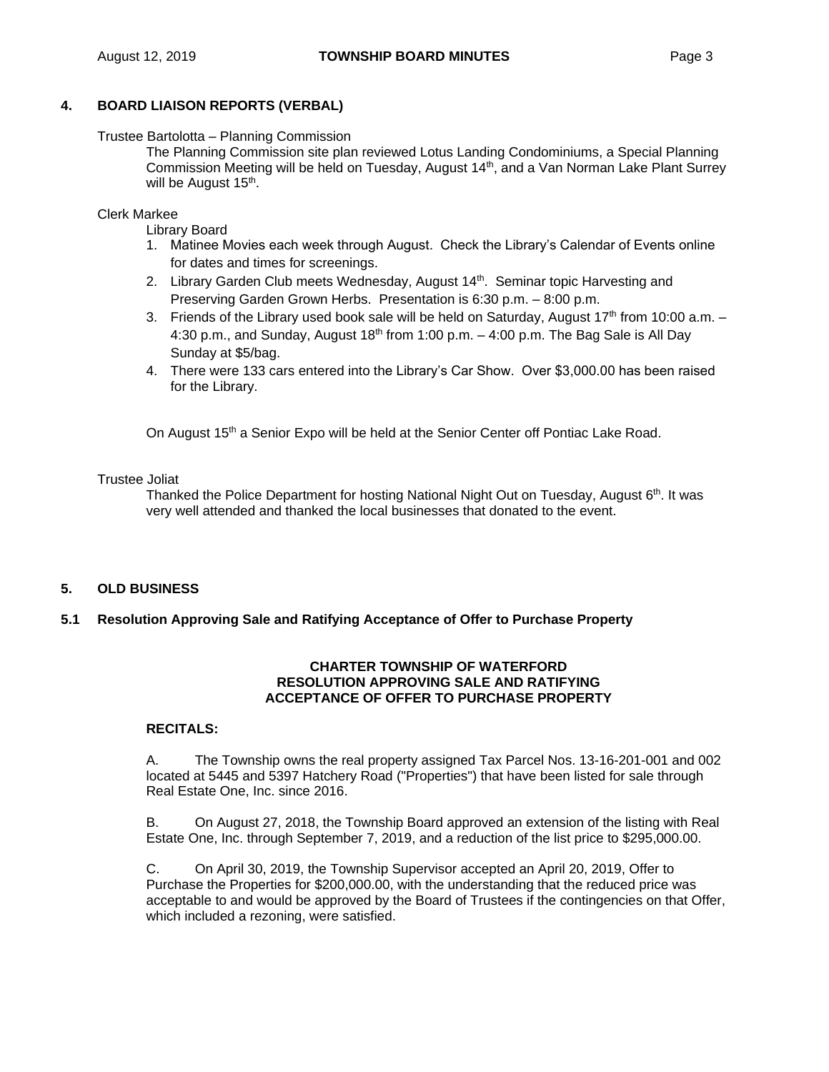## 4. BOARD LIAISON REPORTS (VERBAL)

Trustee Bartolotta – Planning Commission

The Planning Commission site plan reviewed Lotus Landing Condominiums, a Special Planning Commission Meeting will be held on Tuesday, August 14th, and a Van Norman Lake Plant Surrey will be August 15th.

Clerk Markee

Library Board

1. Matinee Movies each week through August. Check the Library's Calendar of Events online for dates and times for screenings.
2. Library Garden Club meets Wednesday, August 14th. Seminar topic Harvesting and Preserving Garden Grown Herbs. Presentation is 6:30 p.m. – 8:00 p.m.
3. Friends of the Library used book sale will be held on Saturday, August 17th from 10:00 a.m. – 4:30 p.m., and Sunday, August 18th from 1:00 p.m. – 4:00 p.m. The Bag Sale is All Day Sunday at $5/bag.
4. There were 133 cars entered into the Library's Car Show. Over $3,000.00 has been raised for the Library.

On August 15th a Senior Expo will be held at the Senior Center off Pontiac Lake Road.

Trustee Joliat

Thanked the Police Department for hosting National Night Out on Tuesday, August 6th. It was very well attended and thanked the local businesses that donated to the event.

## 5. OLD BUSINESS

### 5.1 Resolution Approving Sale and Ratifying Acceptance of Offer to Purchase Property

**CHARTER TOWNSHIP OF WATERFORD**
**RESOLUTION APPROVING SALE AND RATIFYING ACCEPTANCE OF OFFER TO PURCHASE PROPERTY**

**RECITALS:**

A. The Township owns the real property assigned Tax Parcel Nos. 13-16-201-001 and 002 located at 5445 and 5397 Hatchery Road ("Properties") that have been listed for sale through Real Estate One, Inc. since 2016.

B. On August 27, 2018, the Township Board approved an extension of the listing with Real Estate One, Inc. through September 7, 2019, and a reduction of the list price to $295,000.00.

C. On April 30, 2019, the Township Supervisor accepted an April 20, 2019, Offer to Purchase the Properties for $200,000.00, with the understanding that the reduced price was acceptable to and would be approved by the Board of Trustees if the contingencies on that Offer, which included a rezoning, were satisfied.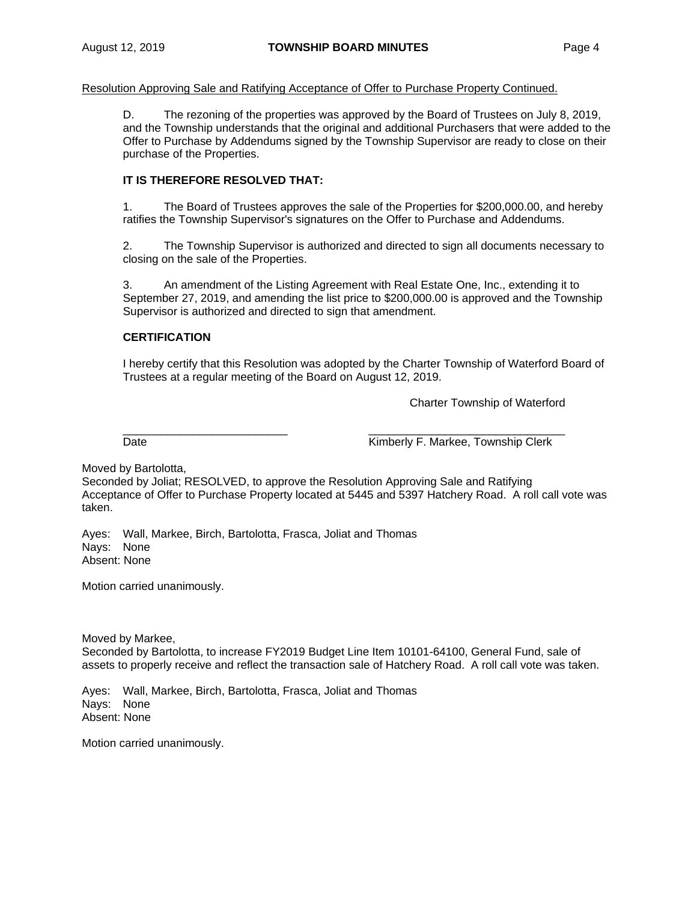Resolution Approving Sale and Ratifying Acceptance of Offer to Purchase Property Continued.

D. The rezoning of the properties was approved by the Board of Trustees on July 8, 2019, and the Township understands that the original and additional Purchasers that were added to the Offer to Purchase by Addendums signed by the Township Supervisor are ready to close on their purchase of the Properties.

**IT IS THEREFORE RESOLVED THAT:**

1. The Board of Trustees approves the sale of the Properties for $200,000.00, and hereby ratifies the Township Supervisor's signatures on the Offer to Purchase and Addendums.

2. The Township Supervisor is authorized and directed to sign all documents necessary to closing on the sale of the Properties.

3. An amendment of the Listing Agreement with Real Estate One, Inc., extending it to September 27, 2019, and amending the list price to $200,000.00 is approved and the Township Supervisor is authorized and directed to sign that amendment.

**CERTIFICATION**

I hereby certify that this Resolution was adopted by the Charter Township of Waterford Board of Trustees at a regular meeting of the Board on August 12, 2019.

Charter Township of Waterford

___________________________ ________________________________
Date Kimberly F. Markee, Township Clerk

Moved by Bartolotta,
Seconded by Joliat; RESOLVED, to approve the Resolution Approving Sale and Ratifying Acceptance of Offer to Purchase Property located at 5445 and 5397 Hatchery Road. A roll call vote was taken.

Ayes: Wall, Markee, Birch, Bartolotta, Frasca, Joliat and Thomas
Nays: None
Absent: None

Motion carried unanimously.

Moved by Markee,
Seconded by Bartolotta, to increase FY2019 Budget Line Item 10101-64100, General Fund, sale of assets to properly receive and reflect the transaction sale of Hatchery Road. A roll call vote was taken.

Ayes: Wall, Markee, Birch, Bartolotta, Frasca, Joliat and Thomas
Nays: None
Absent: None

Motion carried unanimously.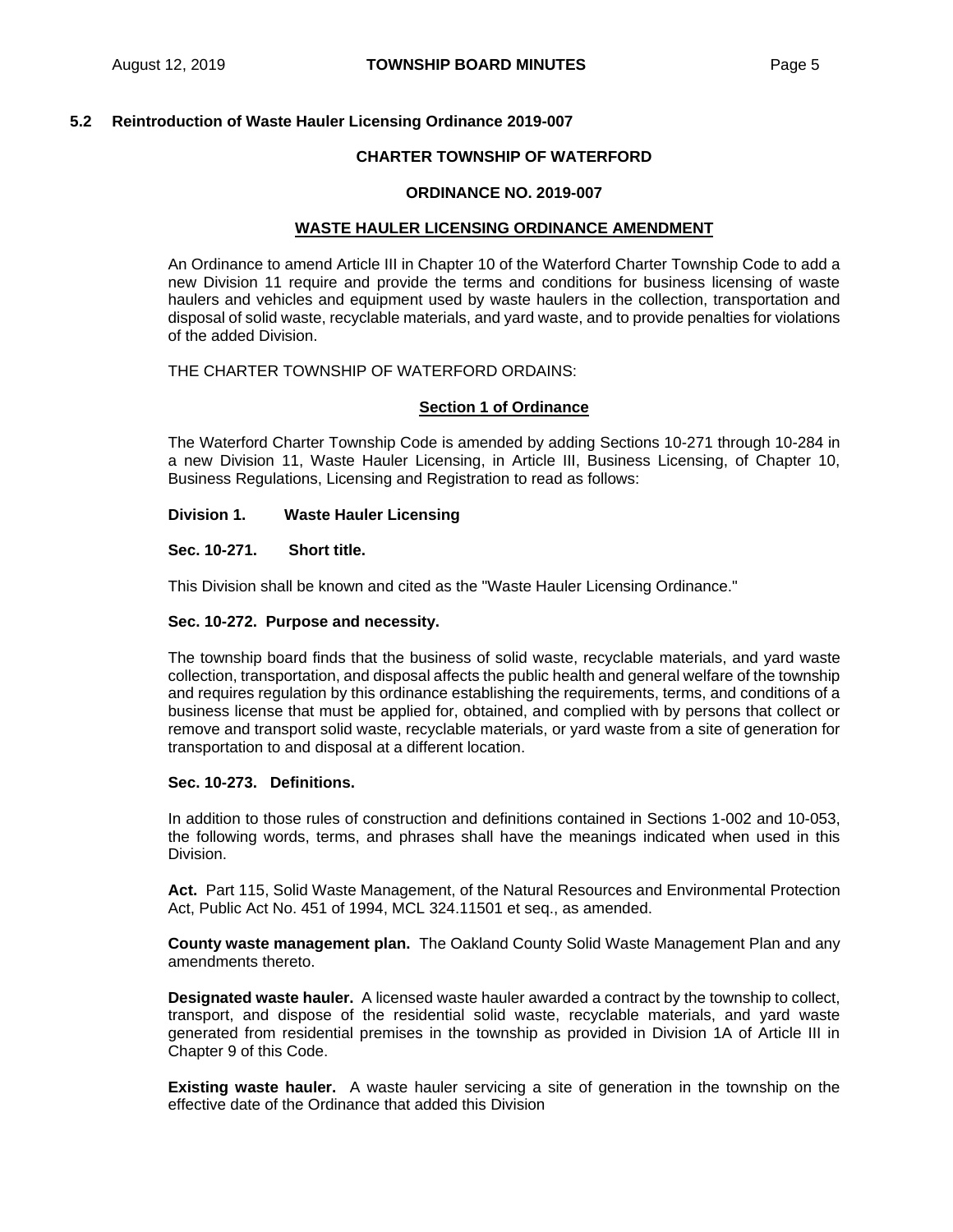## 5.2 Reintroduction of Waste Hauler Licensing Ordinance 2019-007

**CHARTER TOWNSHIP OF WATERFORD**

**ORDINANCE NO. 2019-007**

**WASTE HAULER LICENSING ORDINANCE AMENDMENT**

An Ordinance to amend Article III in Chapter 10 of the Waterford Charter Township Code to add a new Division 11 require and provide the terms and conditions for business licensing of waste haulers and vehicles and equipment used by waste haulers in the collection, transportation and disposal of solid waste, recyclable materials, and yard waste, and to provide penalties for violations of the added Division.

THE CHARTER TOWNSHIP OF WATERFORD ORDAINS:

**Section 1 of Ordinance**

The Waterford Charter Township Code is amended by adding Sections 10-271 through 10-284 in a new Division 11, Waste Hauler Licensing, in Article III, Business Licensing, of Chapter 10, Business Regulations, Licensing and Registration to read as follows:

**Division 1. Waste Hauler Licensing**

**Sec. 10-271. Short title.**

This Division shall be known and cited as the "Waste Hauler Licensing Ordinance."

**Sec. 10-272. Purpose and necessity.**

The township board finds that the business of solid waste, recyclable materials, and yard waste collection, transportation, and disposal affects the public health and general welfare of the township and requires regulation by this ordinance establishing the requirements, terms, and conditions of a business license that must be applied for, obtained, and complied with by persons that collect or remove and transport solid waste, recyclable materials, or yard waste from a site of generation for transportation to and disposal at a different location.

**Sec. 10-273. Definitions.**

In addition to those rules of construction and definitions contained in Sections 1-002 and 10-053, the following words, terms, and phrases shall have the meanings indicated when used in this Division.

**Act.** Part 115, Solid Waste Management, of the Natural Resources and Environmental Protection Act, Public Act No. 451 of 1994, MCL 324.11501 et seq., as amended.

**County waste management plan.** The Oakland County Solid Waste Management Plan and any amendments thereto.

**Designated waste hauler.** A licensed waste hauler awarded a contract by the township to collect, transport, and dispose of the residential solid waste, recyclable materials, and yard waste generated from residential premises in the township as provided in Division 1A of Article III in Chapter 9 of this Code.

**Existing waste hauler.** A waste hauler servicing a site of generation in the township on the effective date of the Ordinance that added this Division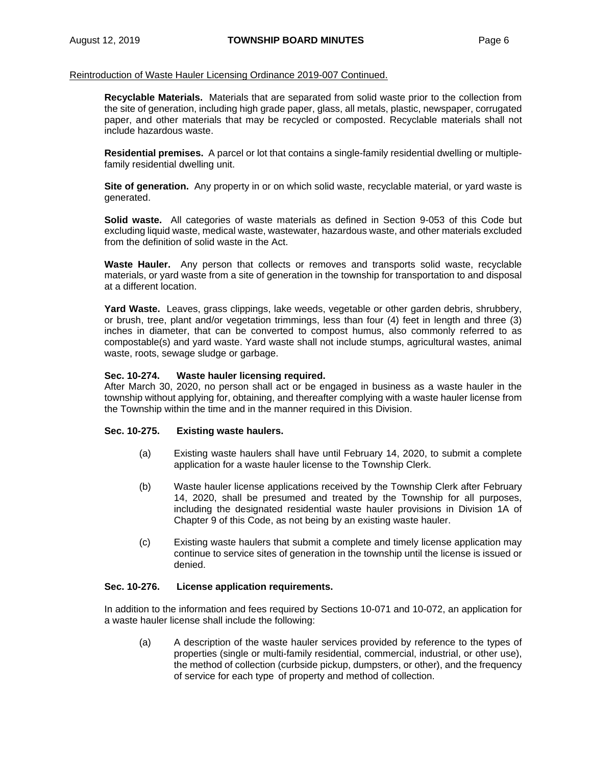Reintroduction of Waste Hauler Licensing Ordinance 2019-007 Continued.

**Recyclable Materials.** Materials that are separated from solid waste prior to the collection from the site of generation, including high grade paper, glass, all metals, plastic, newspaper, corrugated paper, and other materials that may be recycled or composted. Recyclable materials shall not include hazardous waste.

**Residential premises.** A parcel or lot that contains a single-family residential dwelling or multiple-family residential dwelling unit.

**Site of generation.** Any property in or on which solid waste, recyclable material, or yard waste is generated.

**Solid waste.** All categories of waste materials as defined in Section 9-053 of this Code but excluding liquid waste, medical waste, wastewater, hazardous waste, and other materials excluded from the definition of solid waste in the Act.

**Waste Hauler.** Any person that collects or removes and transports solid waste, recyclable materials, or yard waste from a site of generation in the township for transportation to and disposal at a different location.

**Yard Waste.** Leaves, grass clippings, lake weeds, vegetable or other garden debris, shrubbery, or brush, tree, plant and/or vegetation trimmings, less than four (4) feet in length and three (3) inches in diameter, that can be converted to compost humus, also commonly referred to as compostable(s) and yard waste. Yard waste shall not include stumps, agricultural wastes, animal waste, roots, sewage sludge or garbage.

**Sec. 10-274. Waste hauler licensing required.**
After March 30, 2020, no person shall act or be engaged in business as a waste hauler in the township without applying for, obtaining, and thereafter complying with a waste hauler license from the Township within the time and in the manner required in this Division.

**Sec. 10-275. Existing waste haulers.**

(a) Existing waste haulers shall have until February 14, 2020, to submit a complete application for a waste hauler license to the Township Clerk.

(b) Waste hauler license applications received by the Township Clerk after February 14, 2020, shall be presumed and treated by the Township for all purposes, including the designated residential waste hauler provisions in Division 1A of Chapter 9 of this Code, as not being by an existing waste hauler.

(c) Existing waste haulers that submit a complete and timely license application may continue to service sites of generation in the township until the license is issued or denied.

**Sec. 10-276. License application requirements.**

In addition to the information and fees required by Sections 10-071 and 10-072, an application for a waste hauler license shall include the following:

(a) A description of the waste hauler services provided by reference to the types of properties (single or multi-family residential, commercial, industrial, or other use), the method of collection (curbside pickup, dumpsters, or other), and the frequency of service for each type of property and method of collection.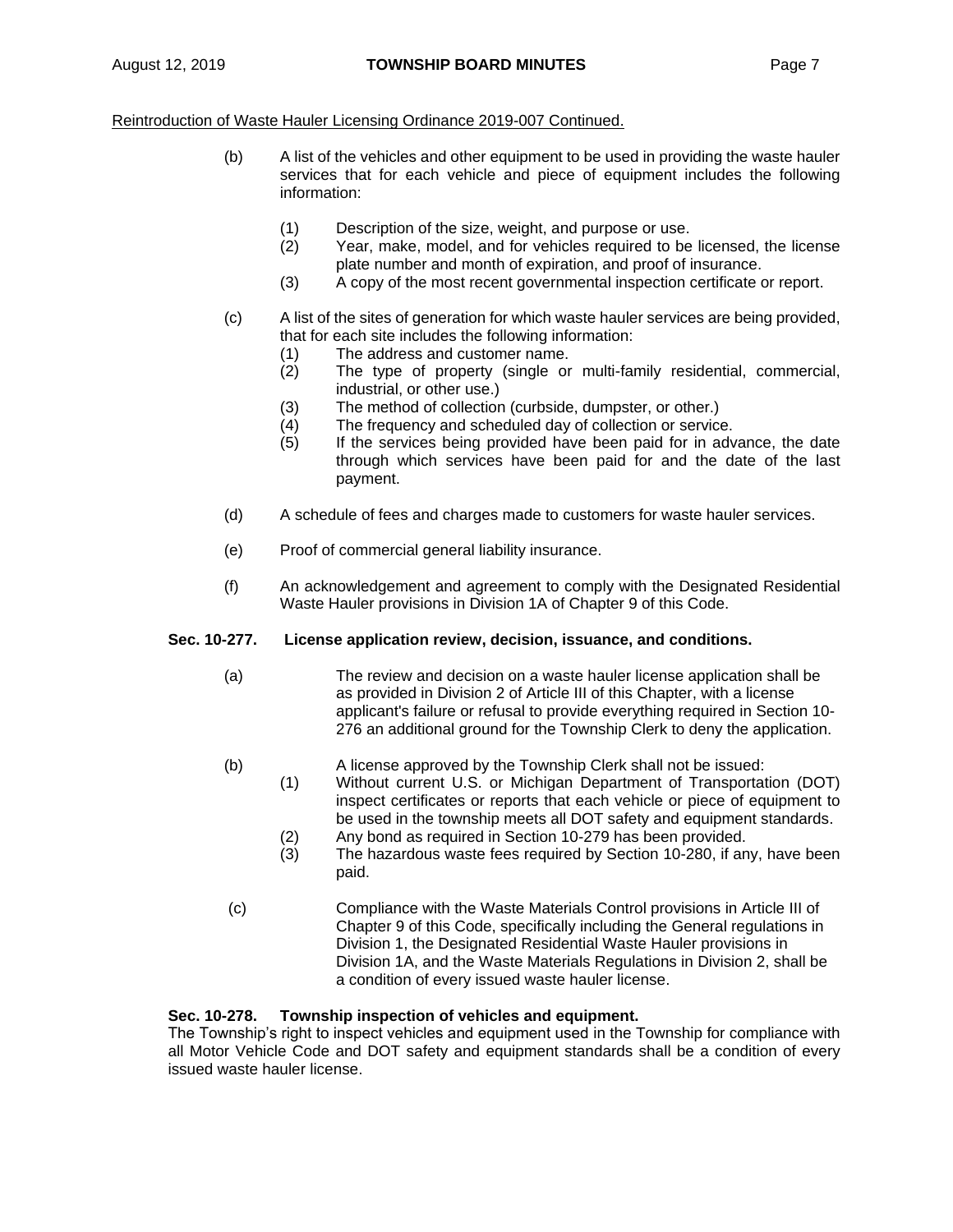Reintroduction of Waste Hauler Licensing Ordinance 2019-007 Continued.

(b) A list of the vehicles and other equipment to be used in providing the waste hauler services that for each vehicle and piece of equipment includes the following information:

(1) Description of the size, weight, and purpose or use.
(2) Year, make, model, and for vehicles required to be licensed, the license plate number and month of expiration, and proof of insurance.
(3) A copy of the most recent governmental inspection certificate or report.

(c) A list of the sites of generation for which waste hauler services are being provided, that for each site includes the following information:
(1) The address and customer name.
(2) The type of property (single or multi-family residential, commercial, industrial, or other use.)
(3) The method of collection (curbside, dumpster, or other.)
(4) The frequency and scheduled day of collection or service.
(5) If the services being provided have been paid for in advance, the date through which services have been paid for and the date of the last payment.

(d) A schedule of fees and charges made to customers for waste hauler services.

(e) Proof of commercial general liability insurance.

(f) An acknowledgement and agreement to comply with the Designated Residential Waste Hauler provisions in Division 1A of Chapter 9 of this Code.

**Sec. 10-277. License application review, decision, issuance, and conditions.**

(a) The review and decision on a waste hauler license application shall be as provided in Division 2 of Article III of this Chapter, with a license applicant's failure or refusal to provide everything required in Section 10-276 an additional ground for the Township Clerk to deny the application.

(b) A license approved by the Township Clerk shall not be issued:
(1) Without current U.S. or Michigan Department of Transportation (DOT) inspect certificates or reports that each vehicle or piece of equipment to be used in the township meets all DOT safety and equipment standards.
(2) Any bond as required in Section 10-279 has been provided.
(3) The hazardous waste fees required by Section 10-280, if any, have been paid.

(c) Compliance with the Waste Materials Control provisions in Article III of Chapter 9 of this Code, specifically including the General regulations in Division 1, the Designated Residential Waste Hauler provisions in Division 1A, and the Waste Materials Regulations in Division 2, shall be a condition of every issued waste hauler license.

**Sec. 10-278. Township inspection of vehicles and equipment.**
The Township's right to inspect vehicles and equipment used in the Township for compliance with all Motor Vehicle Code and DOT safety and equipment standards shall be a condition of every issued waste hauler license.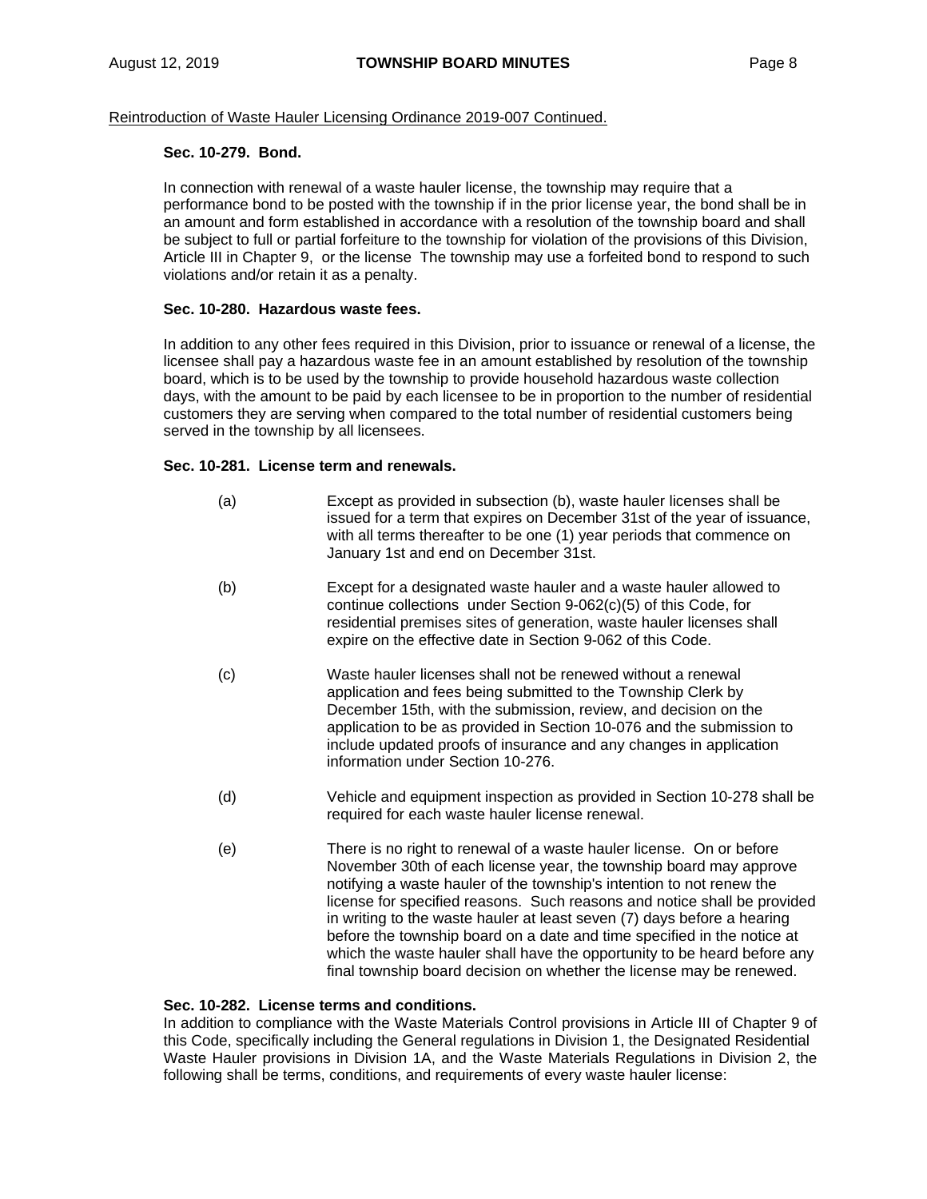Reintroduction of Waste Hauler Licensing Ordinance 2019-007 Continued.

**Sec. 10-279. Bond.**

In connection with renewal of a waste hauler license, the township may require that a performance bond to be posted with the township if in the prior license year, the bond shall be in an amount and form established in accordance with a resolution of the township board and shall be subject to full or partial forfeiture to the township for violation of the provisions of this Division, Article III in Chapter 9, or the license The township may use a forfeited bond to respond to such violations and/or retain it as a penalty.

**Sec. 10-280. Hazardous waste fees.**

In addition to any other fees required in this Division, prior to issuance or renewal of a license, the licensee shall pay a hazardous waste fee in an amount established by resolution of the township board, which is to be used by the township to provide household hazardous waste collection days, with the amount to be paid by each licensee to be in proportion to the number of residential customers they are serving when compared to the total number of residential customers being served in the township by all licensees.

**Sec. 10-281. License term and renewals.**

(a) Except as provided in subsection (b), waste hauler licenses shall be issued for a term that expires on December 31st of the year of issuance, with all terms thereafter to be one (1) year periods that commence on January 1st and end on December 31st.

(b) Except for a designated waste hauler and a waste hauler allowed to continue collections under Section 9-062(c)(5) of this Code, for residential premises sites of generation, waste hauler licenses shall expire on the effective date in Section 9-062 of this Code.

(c) Waste hauler licenses shall not be renewed without a renewal application and fees being submitted to the Township Clerk by December 15th, with the submission, review, and decision on the application to be as provided in Section 10-076 and the submission to include updated proofs of insurance and any changes in application information under Section 10-276.

(d) Vehicle and equipment inspection as provided in Section 10-278 shall be required for each waste hauler license renewal.

(e) There is no right to renewal of a waste hauler license. On or before November 30th of each license year, the township board may approve notifying a waste hauler of the township's intention to not renew the license for specified reasons. Such reasons and notice shall be provided in writing to the waste hauler at least seven (7) days before a hearing before the township board on a date and time specified in the notice at which the waste hauler shall have the opportunity to be heard before any final township board decision on whether the license may be renewed.

**Sec. 10-282. License terms and conditions.**

In addition to compliance with the Waste Materials Control provisions in Article III of Chapter 9 of this Code, specifically including the General regulations in Division 1, the Designated Residential Waste Hauler provisions in Division 1A, and the Waste Materials Regulations in Division 2, the following shall be terms, conditions, and requirements of every waste hauler license: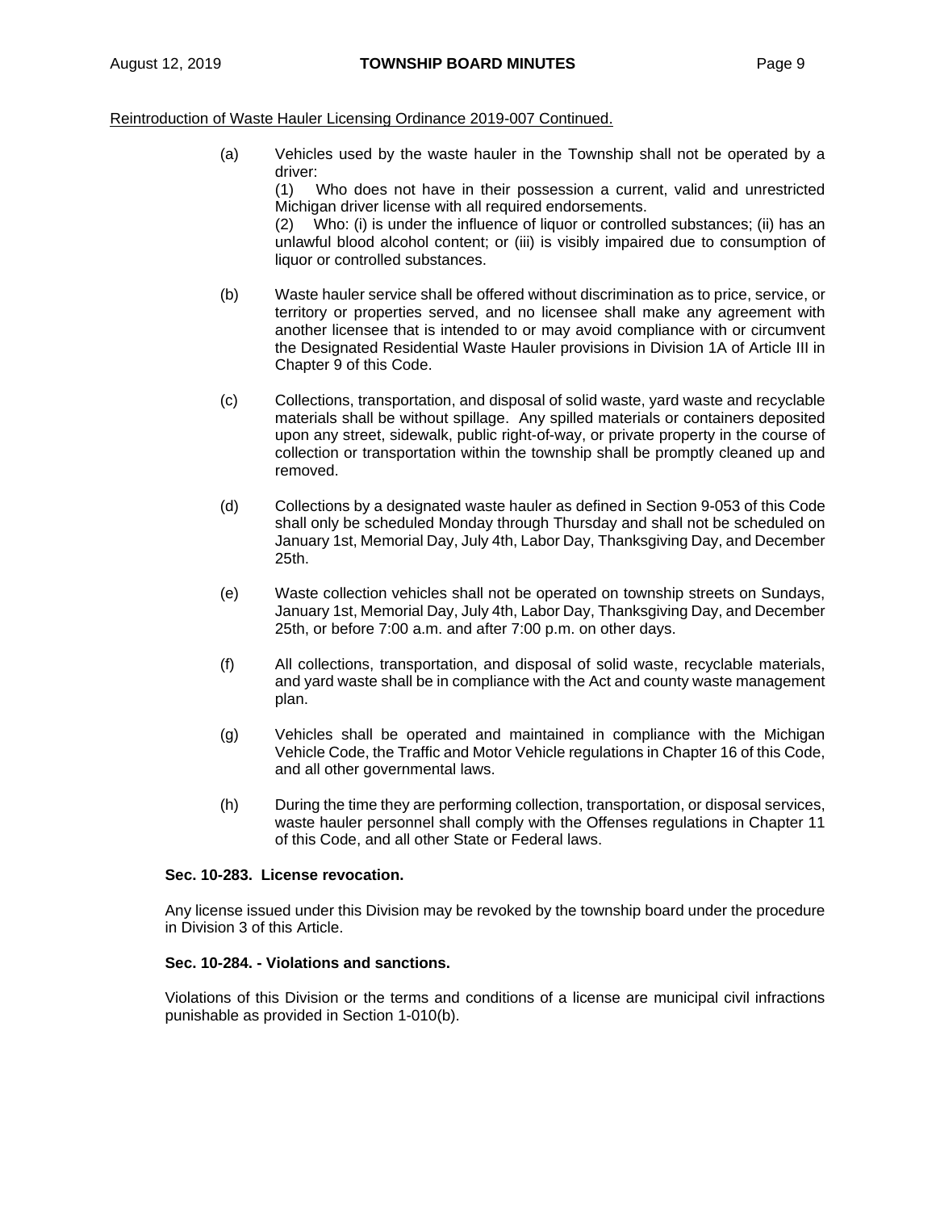Reintroduction of Waste Hauler Licensing Ordinance 2019-007 Continued.

(a) Vehicles used by the waste hauler in the Township shall not be operated by a driver:
(1) Who does not have in their possession a current, valid and unrestricted Michigan driver license with all required endorsements.
(2) Who: (i) is under the influence of liquor or controlled substances; (ii) has an unlawful blood alcohol content; or (iii) is visibly impaired due to consumption of liquor or controlled substances.

(b) Waste hauler service shall be offered without discrimination as to price, service, or territory or properties served, and no licensee shall make any agreement with another licensee that is intended to or may avoid compliance with or circumvent the Designated Residential Waste Hauler provisions in Division 1A of Article III in Chapter 9 of this Code.

(c) Collections, transportation, and disposal of solid waste, yard waste and recyclable materials shall be without spillage. Any spilled materials or containers deposited upon any street, sidewalk, public right-of-way, or private property in the course of collection or transportation within the township shall be promptly cleaned up and removed.

(d) Collections by a designated waste hauler as defined in Section 9-053 of this Code shall only be scheduled Monday through Thursday and shall not be scheduled on January 1st, Memorial Day, July 4th, Labor Day, Thanksgiving Day, and December 25th.

(e) Waste collection vehicles shall not be operated on township streets on Sundays, January 1st, Memorial Day, July 4th, Labor Day, Thanksgiving Day, and December 25th, or before 7:00 a.m. and after 7:00 p.m. on other days.

(f) All collections, transportation, and disposal of solid waste, recyclable materials, and yard waste shall be in compliance with the Act and county waste management plan.

(g) Vehicles shall be operated and maintained in compliance with the Michigan Vehicle Code, the Traffic and Motor Vehicle regulations in Chapter 16 of this Code, and all other governmental laws.

(h) During the time they are performing collection, transportation, or disposal services, waste hauler personnel shall comply with the Offenses regulations in Chapter 11 of this Code, and all other State or Federal laws.

**Sec. 10-283. License revocation.**

Any license issued under this Division may be revoked by the township board under the procedure in Division 3 of this Article.

**Sec. 10-284. - Violations and sanctions.**

Violations of this Division or the terms and conditions of a license are municipal civil infractions punishable as provided in Section 1-010(b).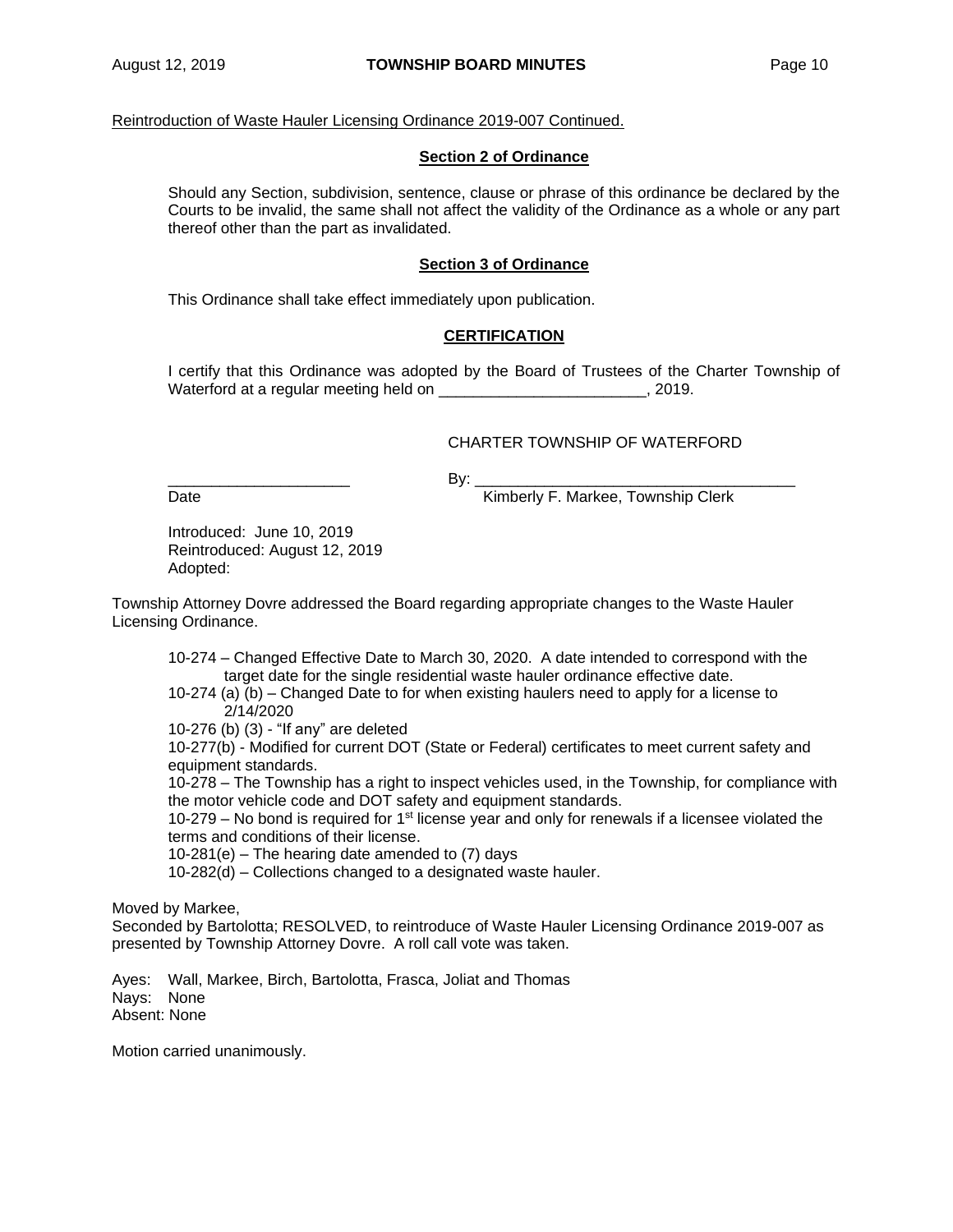Reintroduction of Waste Hauler Licensing Ordinance 2019-007 Continued.

**Section 2 of Ordinance**

Should any Section, subdivision, sentence, clause or phrase of this ordinance be declared by the Courts to be invalid, the same shall not affect the validity of the Ordinance as a whole or any part thereof other than the part as invalidated.

**Section 3 of Ordinance**

This Ordinance shall take effect immediately upon publication.

**CERTIFICATION**

I certify that this Ordinance was adopted by the Board of Trustees of the Charter Township of Waterford at a regular meeting held on ________________________, 2019.

CHARTER TOWNSHIP OF WATERFORD

_____________________ By: _____________________________________

Date Kimberly F. Markee, Township Clerk

Introduced: June 10, 2019
Reintroduced: August 12, 2019
Adopted:

Township Attorney Dovre addressed the Board regarding appropriate changes to the Waste Hauler Licensing Ordinance.

- 10-274 – Changed Effective Date to March 30, 2020. A date intended to correspond with the target date for the single residential waste hauler ordinance effective date.
- 10-274 (a) (b) – Changed Date to for when existing haulers need to apply for a license to 2/14/2020
- 10-276 (b) (3) - "If any" are deleted
- 10-277(b) - Modified for current DOT (State or Federal) certificates to meet current safety and equipment standards.
- 10-278 – The Township has a right to inspect vehicles used, in the Township, for compliance with the motor vehicle code and DOT safety and equipment standards.
- 10-279 – No bond is required for 1st license year and only for renewals if a licensee violated the terms and conditions of their license.
- 10-281(e) – The hearing date amended to (7) days
- 10-282(d) – Collections changed to a designated waste hauler.

Moved by Markee,
Seconded by Bartolotta; RESOLVED, to reintroduce of Waste Hauler Licensing Ordinance 2019-007 as presented by Township Attorney Dovre. A roll call vote was taken.

Ayes: Wall, Markee, Birch, Bartolotta, Frasca, Joliat and Thomas
Nays: None
Absent: None

Motion carried unanimously.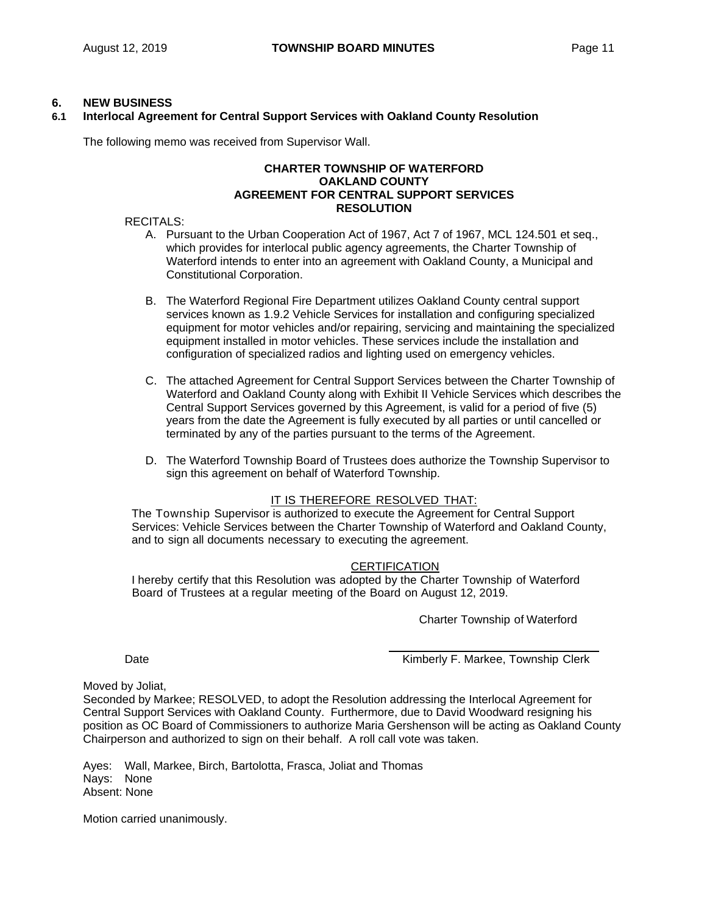## 6. NEW BUSINESS

### 6.1 Interlocal Agreement for Central Support Services with Oakland County Resolution

The following memo was received from Supervisor Wall.

**CHARTER TOWNSHIP OF WATERFORD**
**OAKLAND COUNTY**
**AGREEMENT FOR CENTRAL SUPPORT SERVICES**
**RESOLUTION**

RECITALS:

A. Pursuant to the Urban Cooperation Act of 1967, Act 7 of 1967, MCL 124.501 et seq., which provides for interlocal public agency agreements, the Charter Township of Waterford intends to enter into an agreement with Oakland County, a Municipal and Constitutional Corporation.

B. The Waterford Regional Fire Department utilizes Oakland County central support services known as 1.9.2 Vehicle Services for installation and configuring specialized equipment for motor vehicles and/or repairing, servicing and maintaining the specialized equipment installed in motor vehicles. These services include the installation and configuration of specialized radios and lighting used on emergency vehicles.

C. The attached Agreement for Central Support Services between the Charter Township of Waterford and Oakland County along with Exhibit II Vehicle Services which describes the Central Support Services governed by this Agreement, is valid for a period of five (5) years from the date the Agreement is fully executed by all parties or until cancelled or terminated by any of the parties pursuant to the terms of the Agreement.

D. The Waterford Township Board of Trustees does authorize the Township Supervisor to sign this agreement on behalf of Waterford Township.

IT IS THEREFORE RESOLVED THAT:

The Township Supervisor is authorized to execute the Agreement for Central Support Services: Vehicle Services between the Charter Township of Waterford and Oakland County, and to sign all documents necessary to executing the agreement.

CERTIFICATION

I hereby certify that this Resolution was adopted by the Charter Township of Waterford Board of Trustees at a regular meeting of the Board on August 12, 2019.

Charter Township of Waterford

Date ______________________ Kimberly F. Markee, Township Clerk

Moved by Joliat,
Seconded by Markee; RESOLVED, to adopt the Resolution addressing the Interlocal Agreement for Central Support Services with Oakland County. Furthermore, due to David Woodward resigning his position as OC Board of Commissioners to authorize Maria Gershenson will be acting as Oakland County Chairperson and authorized to sign on their behalf. A roll call vote was taken.

Ayes: Wall, Markee, Birch, Bartolotta, Frasca, Joliat and Thomas
Nays: None
Absent: None

Motion carried unanimously.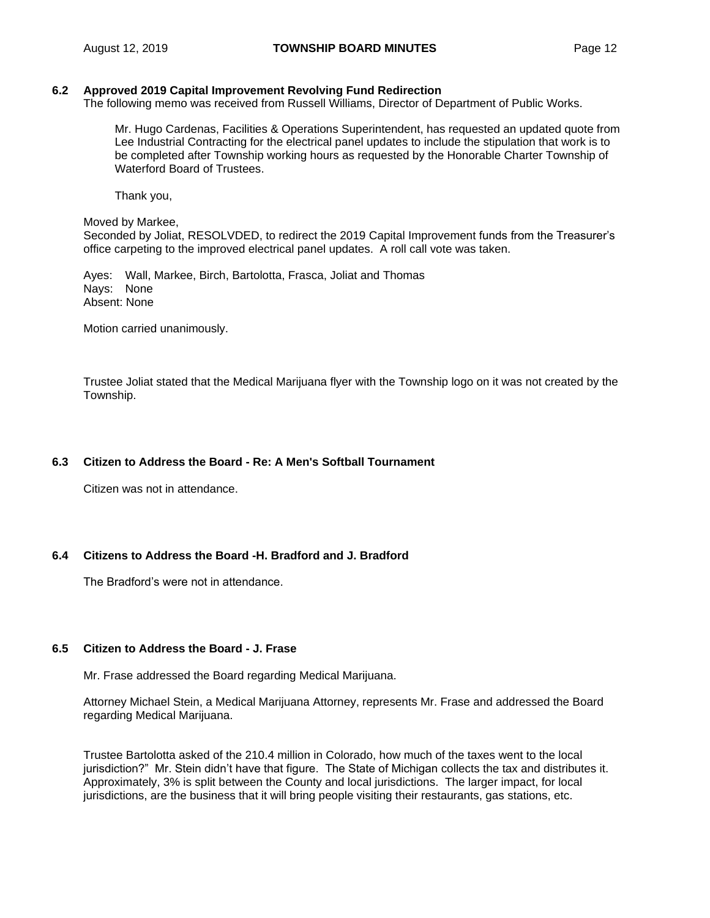### 6.2 Approved 2019 Capital Improvement Revolving Fund Redirection

The following memo was received from Russell Williams, Director of Department of Public Works.

> Mr. Hugo Cardenas, Facilities & Operations Superintendent, has requested an updated quote from Lee Industrial Contracting for the electrical panel updates to include the stipulation that work is to be completed after Township working hours as requested by the Honorable Charter Township of Waterford Board of Trustees.
>
> Thank you,

Moved by Markee,
Seconded by Joliat, RESOLVDED, to redirect the 2019 Capital Improvement funds from the Treasurer's office carpeting to the improved electrical panel updates. A roll call vote was taken.

Ayes: Wall, Markee, Birch, Bartolotta, Frasca, Joliat and Thomas
Nays: None
Absent: None

Motion carried unanimously.

Trustee Joliat stated that the Medical Marijuana flyer with the Township logo on it was not created by the Township.

### 6.3 Citizen to Address the Board - Re: A Men's Softball Tournament

Citizen was not in attendance.

### 6.4 Citizens to Address the Board -H. Bradford and J. Bradford

The Bradford's were not in attendance.

### 6.5 Citizen to Address the Board - J. Frase

Mr. Frase addressed the Board regarding Medical Marijuana.

Attorney Michael Stein, a Medical Marijuana Attorney, represents Mr. Frase and addressed the Board regarding Medical Marijuana.

Trustee Bartolotta asked of the 210.4 million in Colorado, how much of the taxes went to the local jurisdiction?" Mr. Stein didn't have that figure. The State of Michigan collects the tax and distributes it. Approximately, 3% is split between the County and local jurisdictions. The larger impact, for local jurisdictions, are the business that it will bring people visiting their restaurants, gas stations, etc.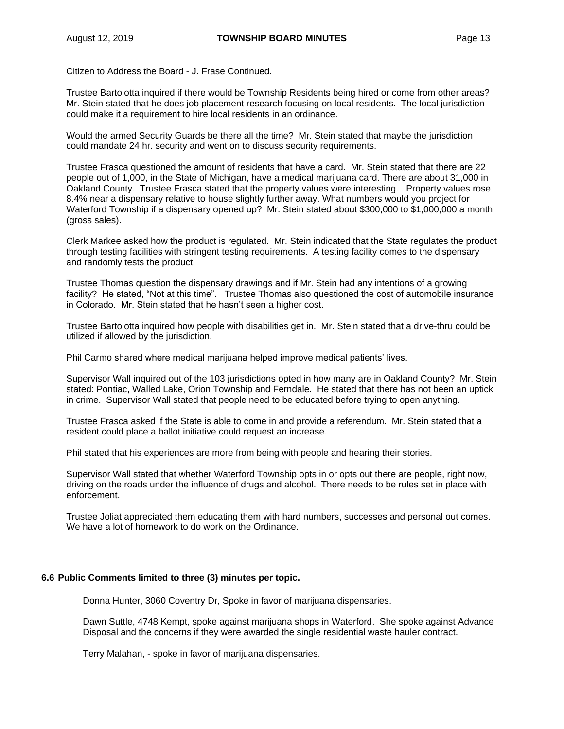Citizen to Address the Board - J. Frase Continued.

Trustee Bartolotta inquired if there would be Township Residents being hired or come from other areas? Mr. Stein stated that he does job placement research focusing on local residents. The local jurisdiction could make it a requirement to hire local residents in an ordinance.

Would the armed Security Guards be there all the time? Mr. Stein stated that maybe the jurisdiction could mandate 24 hr. security and went on to discuss security requirements.

Trustee Frasca questioned the amount of residents that have a card. Mr. Stein stated that there are 22 people out of 1,000, in the State of Michigan, have a medical marijuana card. There are about 31,000 in Oakland County. Trustee Frasca stated that the property values were interesting. Property values rose 8.4% near a dispensary relative to house slightly further away. What numbers would you project for Waterford Township if a dispensary opened up? Mr. Stein stated about $300,000 to $1,000,000 a month (gross sales).

Clerk Markee asked how the product is regulated. Mr. Stein indicated that the State regulates the product through testing facilities with stringent testing requirements. A testing facility comes to the dispensary and randomly tests the product.

Trustee Thomas question the dispensary drawings and if Mr. Stein had any intentions of a growing facility? He stated, "Not at this time". Trustee Thomas also questioned the cost of automobile insurance in Colorado. Mr. Stein stated that he hasn't seen a higher cost.

Trustee Bartolotta inquired how people with disabilities get in. Mr. Stein stated that a drive-thru could be utilized if allowed by the jurisdiction.

Phil Carmo shared where medical marijuana helped improve medical patients' lives.

Supervisor Wall inquired out of the 103 jurisdictions opted in how many are in Oakland County? Mr. Stein stated: Pontiac, Walled Lake, Orion Township and Ferndale. He stated that there has not been an uptick in crime. Supervisor Wall stated that people need to be educated before trying to open anything.

Trustee Frasca asked if the State is able to come in and provide a referendum. Mr. Stein stated that a resident could place a ballot initiative could request an increase.

Phil stated that his experiences are more from being with people and hearing their stories.

Supervisor Wall stated that whether Waterford Township opts in or opts out there are people, right now, driving on the roads under the influence of drugs and alcohol. There needs to be rules set in place with enforcement.

Trustee Joliat appreciated them educating them with hard numbers, successes and personal out comes. We have a lot of homework to do work on the Ordinance.

**6.6 Public Comments limited to three (3) minutes per topic.**

Donna Hunter, 3060 Coventry Dr, Spoke in favor of marijuana dispensaries.

Dawn Suttle, 4748 Kempt, spoke against marijuana shops in Waterford. She spoke against Advance Disposal and the concerns if they were awarded the single residential waste hauler contract.

Terry Malahan, - spoke in favor of marijuana dispensaries.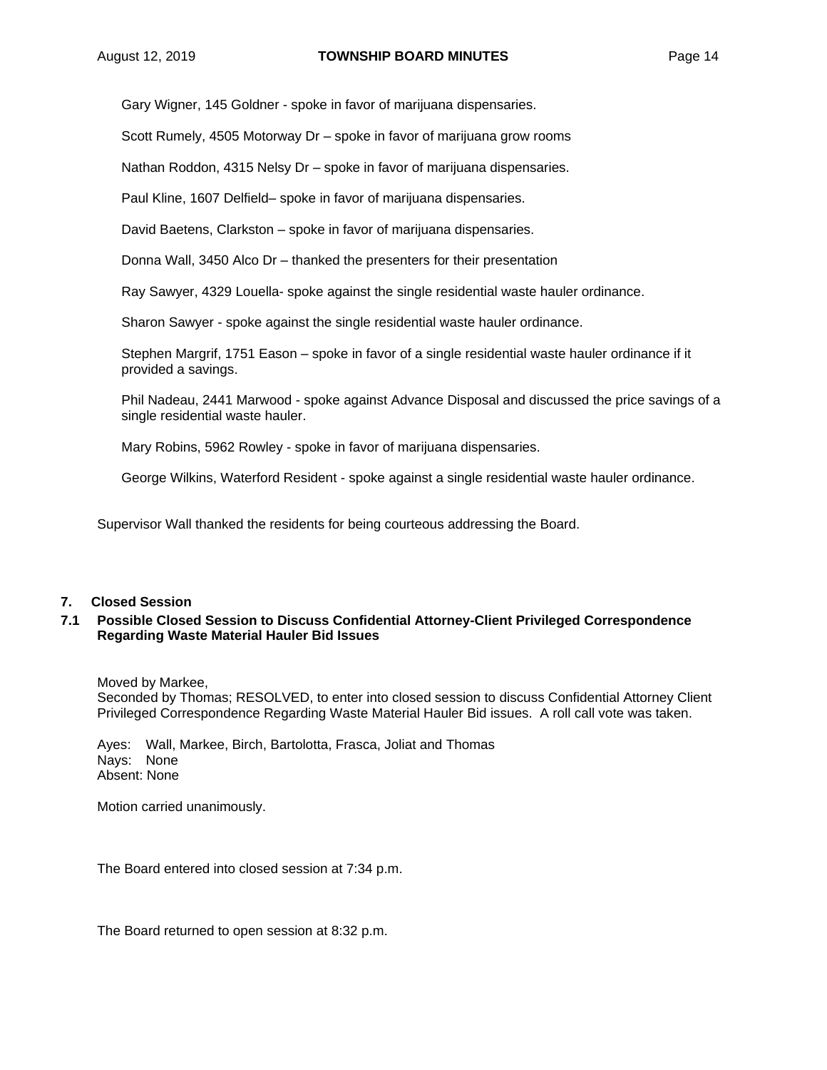Gary Wigner, 145 Goldner - spoke in favor of marijuana dispensaries.

Scott Rumely, 4505 Motorway Dr – spoke in favor of marijuana grow rooms

Nathan Roddon, 4315 Nelsy Dr – spoke in favor of marijuana dispensaries.

Paul Kline, 1607 Delfield– spoke in favor of marijuana dispensaries.

David Baetens, Clarkston – spoke in favor of marijuana dispensaries.

Donna Wall, 3450 Alco Dr – thanked the presenters for their presentation

Ray Sawyer, 4329 Louella- spoke against the single residential waste hauler ordinance.

Sharon Sawyer - spoke against the single residential waste hauler ordinance.

Stephen Margrif, 1751 Eason – spoke in favor of a single residential waste hauler ordinance if it provided a savings.

Phil Nadeau, 2441 Marwood - spoke against Advance Disposal and discussed the price savings of a single residential waste hauler.

Mary Robins, 5962 Rowley - spoke in favor of marijuana dispensaries.

George Wilkins, Waterford Resident - spoke against a single residential waste hauler ordinance.

Supervisor Wall thanked the residents for being courteous addressing the Board.

## 7. Closed Session

### 7.1 Possible Closed Session to Discuss Confidential Attorney-Client Privileged Correspondence Regarding Waste Material Hauler Bid Issues

Moved by Markee,
Seconded by Thomas; RESOLVED, to enter into closed session to discuss Confidential Attorney Client Privileged Correspondence Regarding Waste Material Hauler Bid issues. A roll call vote was taken.

Ayes: Wall, Markee, Birch, Bartolotta, Frasca, Joliat and Thomas
Nays: None
Absent: None

Motion carried unanimously.

The Board entered into closed session at 7:34 p.m.

The Board returned to open session at 8:32 p.m.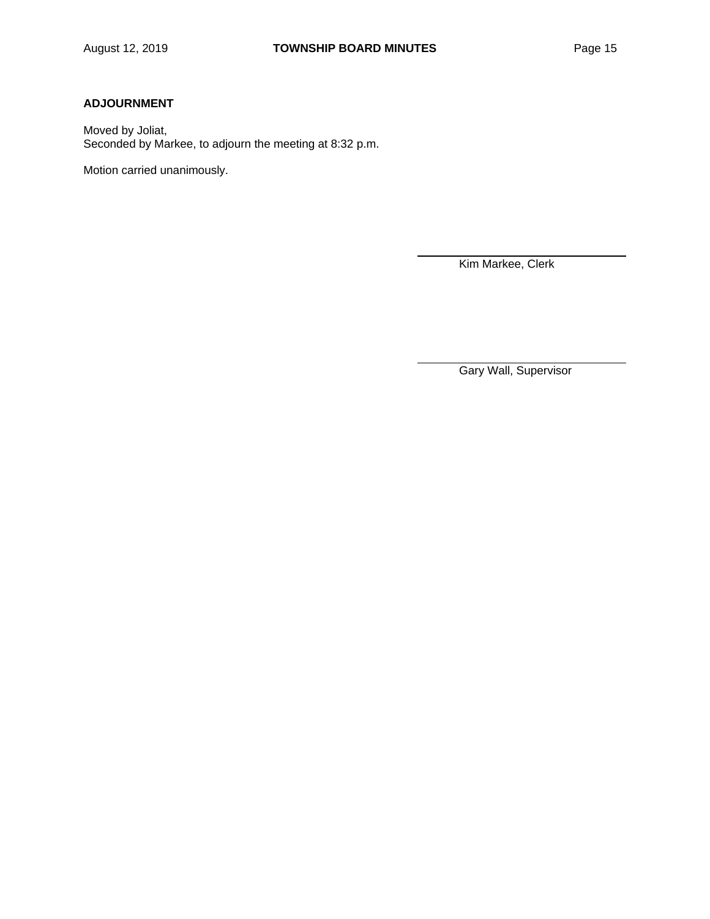**ADJOURNMENT**

Moved by Joliat,
Seconded by Markee, to adjourn the meeting at 8:32 p.m.

Motion carried unanimously.

Kim Markee, Clerk

Gary Wall, Supervisor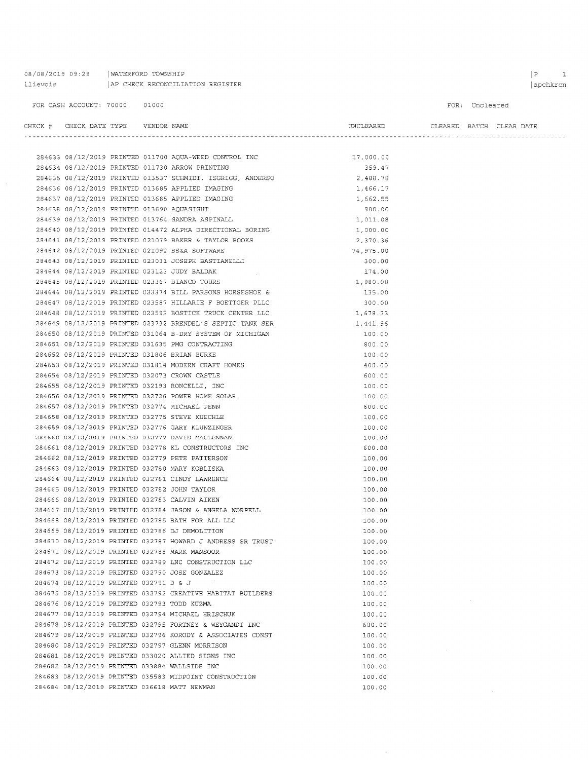08/08/2019 09:29 | WATERFORD TOWNSHIP
llievois | AP CHECK RECONCILIATION REGISTER

FOR CASH ACCOUNT: 70000 01000

FOR: Uncleared

| CHECK # | CHECK DATE | TYPE | VENDOR | NAME | UNCLEARED | CLEARED | BATCH | CLEAR DATE |
|---|---|---|---|---|---|---|---|---|
| 284633 | 08/12/2019 | PRINTED | 011700 | AQUA-WEED CONTROL INC | 17,000.00 | | | |
| 284634 | 08/12/2019 | PRINTED | 011730 | ARROW PRINTING | 359.47 | | | |
| 284635 | 08/12/2019 | PRINTED | 013537 | SCHMIDT, ISGRIGG, ANDERSO | 2,488.78 | | | |
| 284636 | 08/12/2019 | PRINTED | 013685 | APPLIED IMAGING | 1,466.17 | | | |
| 284637 | 08/12/2019 | PRINTED | 013685 | APPLIED IMAGING | 1,662.55 | | | |
| 284638 | 08/12/2019 | PRINTED | 013690 | AQUASIGHT | 900.00 | | | |
| 284639 | 08/12/2019 | PRINTED | 013764 | SANDRA ASPINALL | 1,011.08 | | | |
| 284640 | 08/12/2019 | PRINTED | 014472 | ALPHA DIRECTIONAL BORING | 1,000.00 | | | |
| 284641 | 08/12/2019 | PRINTED | 021079 | BAKER & TAYLOR BOOKS | 2,370.36 | | | |
| 284642 | 08/12/2019 | PRINTED | 021092 | BS&A SOFTWARE | 74,975.00 | | | |
| 284643 | 08/12/2019 | PRINTED | 023031 | JOSEPH BASTIANELLI | 300.00 | | | |
| 284644 | 08/12/2019 | PRINTED | 023123 | JUDY BALDAK | 174.00 | | | |
| 284645 | 08/12/2019 | PRINTED | 023367 | BIANCO TOURS | 1,980.00 | | | |
| 284646 | 08/12/2019 | PRINTED | 023374 | BILL PARSONS HORSESHOE & | 135.00 | | | |
| 284647 | 08/12/2019 | PRINTED | 023587 | HILLARIE F BOETTGER PLLC | 300.00 | | | |
| 284648 | 08/12/2019 | PRINTED | 023592 | BOSTICK TRUCK CENTER LLC | 1,678.33 | | | |
| 284649 | 08/12/2019 | PRINTED | 023732 | BRENDEL'S SEPTIC TANK SER | 1,441.96 | | | |
| 284650 | 08/12/2019 | PRINTED | 031064 | B-DRY SYSTEM OF MICHIGAN | 100.00 | | | |
| 284651 | 08/12/2019 | PRINTED | 031635 | PMG CONTRACTING | 800.00 | | | |
| 284652 | 08/12/2019 | PRINTED | 031806 | BRIAN BURKE | 100.00 | | | |
| 284653 | 08/12/2019 | PRINTED | 031814 | MODERN CRAFT HOMES | 400.00 | | | |
| 284654 | 08/12/2019 | PRINTED | 032073 | CROWN CASTLE | 600.00 | | | |
| 284655 | 08/12/2019 | PRINTED | 032193 | RONCELLI, INC | 100.00 | | | |
| 284656 | 08/12/2019 | PRINTED | 032726 | POWER HOME SOLAR | 100.00 | | | |
| 284657 | 08/12/2019 | PRINTED | 032774 | MICHAEL PENN | 600.00 | | | |
| 284658 | 08/12/2019 | PRINTED | 032775 | STEVE KUECHLE | 100.00 | | | |
| 284659 | 08/12/2019 | PRINTED | 032776 | GARY KLUNZINGER | 100.00 | | | |
| 284660 | 08/12/2019 | PRINTED | 032777 | DAVID MACLENNAN | 100.00 | | | |
| 284661 | 08/12/2019 | PRINTED | 032778 | KL CONSTRUCTORS INC | 600.00 | | | |
| 284662 | 08/12/2019 | PRINTED | 032779 | PETE PATTERSON | 100.00 | | | |
| 284663 | 08/12/2019 | PRINTED | 032780 | MARY KOBLISKA | 100.00 | | | |
| 284664 | 08/12/2019 | PRINTED | 032781 | CINDY LAWRENCE | 100.00 | | | |
| 284665 | 08/12/2019 | PRINTED | 032782 | JOHN TAYLOR | 100.00 | | | |
| 284666 | 08/12/2019 | PRINTED | 032783 | CALVIN AIKEN | 100.00 | | | |
| 284667 | 08/12/2019 | PRINTED | 032784 | JASON & ANGELA WORPELL | 100.00 | | | |
| 284668 | 08/12/2019 | PRINTED | 032785 | BATH FOR ALL LLC | 100.00 | | | |
| 284669 | 08/12/2019 | PRINTED | 032786 | DJ DEMOLITION | 100.00 | | | |
| 284670 | 08/12/2019 | PRINTED | 032787 | HOWARD J ANDRESS SR TRUST | 100.00 | | | |
| 284671 | 08/12/2019 | PRINTED | 032788 | MARK MANSOOR | 100.00 | | | |
| 284672 | 08/12/2019 | PRINTED | 032789 | LNC CONSTRUCTION LLC | 100.00 | | | |
| 284673 | 08/12/2019 | PRINTED | 032790 | JOSE GONZALEZ | 100.00 | | | |
| 284674 | 08/12/2019 | PRINTED | 032791 | D & J | 100.00 | | | |
| 284675 | 08/12/2019 | PRINTED | 032792 | CREATIVE HABITAT BUILDERS | 100.00 | | | |
| 284676 | 08/12/2019 | PRINTED | 032793 | TODD KUZMA | 100.00 | | | |
| 284677 | 08/12/2019 | PRINTED | 032794 | MICHAEL HRISCHUK | 100.00 | | | |
| 284678 | 08/12/2019 | PRINTED | 032795 | FORTNEY & WEYGANDT INC | 600.00 | | | |
| 284679 | 08/12/2019 | PRINTED | 032796 | KORODY & ASSOCIATES CONST | 100.00 | | | |
| 284680 | 08/12/2019 | PRINTED | 032797 | GLENN MORRISON | 100.00 | | | |
| 284681 | 08/12/2019 | PRINTED | 033020 | ALLIED SIGNS INC | 100.00 | | | |
| 284682 | 08/12/2019 | PRINTED | 033884 | WALLSIDE INC | 100.00 | | | |
| 284683 | 08/12/2019 | PRINTED | 035583 | MIDPOINT CONSTRUCTION | 100.00 | | | |
| 284684 | 08/12/2019 | PRINTED | 036618 | MATT NEWMAN | 100.00 | | | |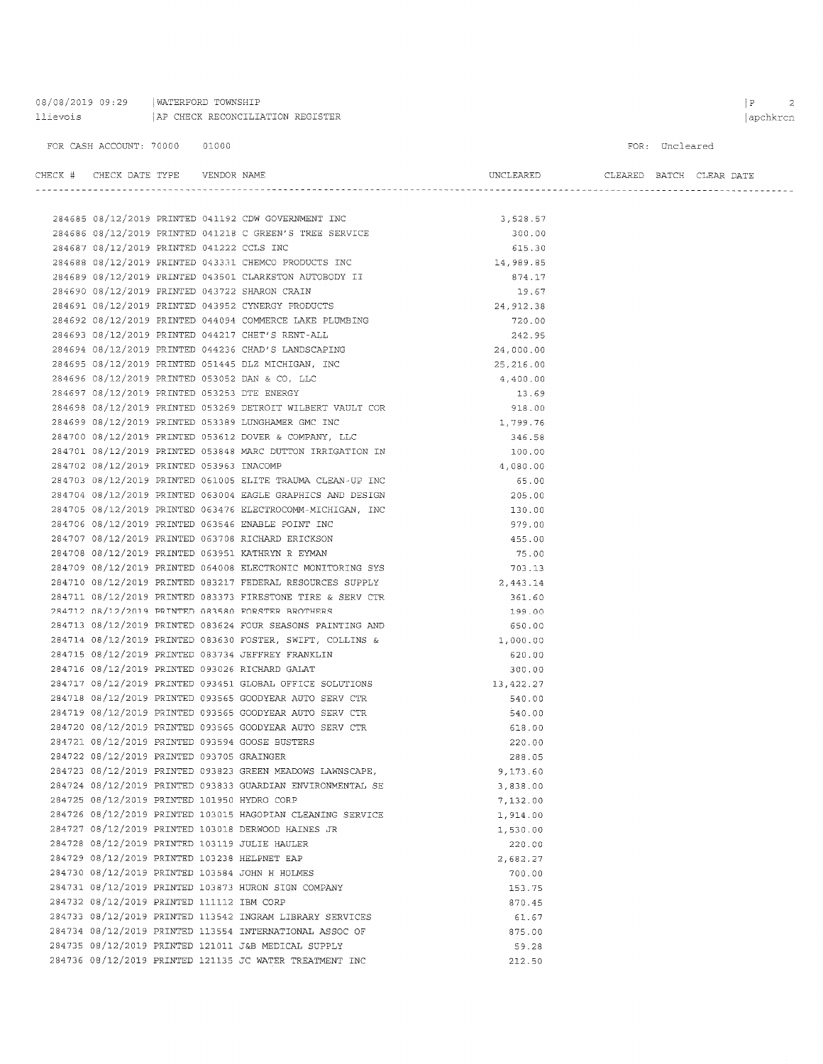08/08/2019 09:29 | WATERFORD TOWNSHIP
llievois | AP CHECK RECONCILIATION REGISTER

FOR CASH ACCOUNT: 70000 01000

FOR: Uncleared

| CHECK # | CHECK DATE | TYPE | VENDOR | NAME | UNCLEARED | CLEARED | BATCH | CLEAR DATE |
|---|---|---|---|---|---|---|---|---|
| 284685 | 08/12/2019 | PRINTED | 041192 | CDW GOVERNMENT INC | 3,528.57 | | | |
| 284686 | 08/12/2019 | PRINTED | 041218 | C GREEN'S TREE SERVICE | 300.00 | | | |
| 284687 | 08/12/2019 | PRINTED | 041222 | CCLS INC | 615.30 | | | |
| 284688 | 08/12/2019 | PRINTED | 043331 | CHEMCO PRODUCTS INC | 14,989.85 | | | |
| 284689 | 08/12/2019 | PRINTED | 043501 | CLARKSTON AUTOBODY II | 874.17 | | | |
| 284690 | 08/12/2019 | PRINTED | 043722 | SHARON CRAIN | 19.67 | | | |
| 284691 | 08/12/2019 | PRINTED | 043952 | CYNERGY PRODUCTS | 24,912.38 | | | |
| 284692 | 08/12/2019 | PRINTED | 044094 | COMMERCE LAKE PLUMBING | 720.00 | | | |
| 284693 | 08/12/2019 | PRINTED | 044217 | CHET'S RENT-ALL | 242.95 | | | |
| 284694 | 08/12/2019 | PRINTED | 044236 | CHAD'S LANDSCAPING | 24,000.00 | | | |
| 284695 | 08/12/2019 | PRINTED | 051445 | DLZ MICHIGAN, INC | 25,216.00 | | | |
| 284696 | 08/12/2019 | PRINTED | 053052 | DAN & CO, LLC | 4,400.00 | | | |
| 284697 | 08/12/2019 | PRINTED | 053253 | DTE ENERGY | 13.69 | | | |
| 284698 | 08/12/2019 | PRINTED | 053269 | DETROIT WILBERT VAULT COR | 918.00 | | | |
| 284699 | 08/12/2019 | PRINTED | 053389 | LUNGHAMER GMC INC | 1,799.76 | | | |
| 284700 | 08/12/2019 | PRINTED | 053612 | DOVER & COMPANY, LLC | 346.58 | | | |
| 284701 | 08/12/2019 | PRINTED | 053848 | MARC DUTTON IRRIGATION IN | 100.00 | | | |
| 284702 | 08/12/2019 | PRINTED | 053963 | INACOMP | 4,080.00 | | | |
| 284703 | 08/12/2019 | PRINTED | 061005 | ELITE TRAUMA CLEAN-UP INC | 65.00 | | | |
| 284704 | 08/12/2019 | PRINTED | 063004 | EAGLE GRAPHICS AND DESIGN | 205.00 | | | |
| 284705 | 08/12/2019 | PRINTED | 063476 | ELECTROCOMM-MICHIGAN, INC | 130.00 | | | |
| 284706 | 08/12/2019 | PRINTED | 063546 | ENABLE POINT INC | 979.00 | | | |
| 284707 | 08/12/2019 | PRINTED | 063708 | RICHARD ERICKSON | 455.00 | | | |
| 284708 | 08/12/2019 | PRINTED | 063951 | KATHRYN R EYMAN | 75.00 | | | |
| 284709 | 08/12/2019 | PRINTED | 064008 | ELECTRONIC MONITORING SYS | 703.13 | | | |
| 284710 | 08/12/2019 | PRINTED | 083217 | FEDERAL RESOURCES SUPPLY | 2,443.14 | | | |
| 284711 | 08/12/2019 | PRINTED | 083373 | FIRESTONE TIRE & SERV CTR | 361.60 | | | |
| 284712 | 08/12/2019 | PRINTED | 083580 | FORSTER BROTHERS | 199.00 | | | |
| 284713 | 08/12/2019 | PRINTED | 083624 | FOUR SEASONS PAINTING AND | 650.00 | | | |
| 284714 | 08/12/2019 | PRINTED | 083630 | FOSTER, SWIFT, COLLINS & | 1,000.00 | | | |
| 284715 | 08/12/2019 | PRINTED | 083734 | JEFFREY FRANKLIN | 620.00 | | | |
| 284716 | 08/12/2019 | PRINTED | 093026 | RICHARD GALAT | 300.00 | | | |
| 284717 | 08/12/2019 | PRINTED | 093451 | GLOBAL OFFICE SOLUTIONS | 13,422.27 | | | |
| 284718 | 08/12/2019 | PRINTED | 093565 | GOODYEAR AUTO SERV CTR | 540.00 | | | |
| 284719 | 08/12/2019 | PRINTED | 093565 | GOODYEAR AUTO SERV CTR | 540.00 | | | |
| 284720 | 08/12/2019 | PRINTED | 093565 | GOODYEAR AUTO SERV CTR | 618.00 | | | |
| 284721 | 08/12/2019 | PRINTED | 093594 | GOOSE BUSTERS | 220.00 | | | |
| 284722 | 08/12/2019 | PRINTED | 093705 | GRAINGER | 288.05 | | | |
| 284723 | 08/12/2019 | PRINTED | 093823 | GREEN MEADOWS LAWNSCAPE, | 9,173.60 | | | |
| 284724 | 08/12/2019 | PRINTED | 093833 | GUARDIAN ENVIRONMENTAL SE | 3,838.00 | | | |
| 284725 | 08/12/2019 | PRINTED | 101950 | HYDRO CORP | 7,132.00 | | | |
| 284726 | 08/12/2019 | PRINTED | 103015 | HAGOPIAN CLEANING SERVICE | 1,914.00 | | | |
| 284727 | 08/12/2019 | PRINTED | 103018 | DERWOOD HAINES JR | 1,530.00 | | | |
| 284728 | 08/12/2019 | PRINTED | 103119 | JULIE HAULER | 220.00 | | | |
| 284729 | 08/12/2019 | PRINTED | 103238 | HELPNET EAP | 2,682.27 | | | |
| 284730 | 08/12/2019 | PRINTED | 103584 | JOHN H HOLMES | 700.00 | | | |
| 284731 | 08/12/2019 | PRINTED | 103873 | HURON SIGN COMPANY | 153.75 | | | |
| 284732 | 08/12/2019 | PRINTED | 111112 | IBM CORP | 870.45 | | | |
| 284733 | 08/12/2019 | PRINTED | 113542 | INGRAM LIBRARY SERVICES | 61.67 | | | |
| 284734 | 08/12/2019 | PRINTED | 113554 | INTERNATIONAL ASSOC OF | 875.00 | | | |
| 284735 | 08/12/2019 | PRINTED | 121011 | J&B MEDICAL SUPPLY | 59.28 | | | |
| 284736 | 08/12/2019 | PRINTED | 121135 | JC WATER TREATMENT INC | 212.50 | | | |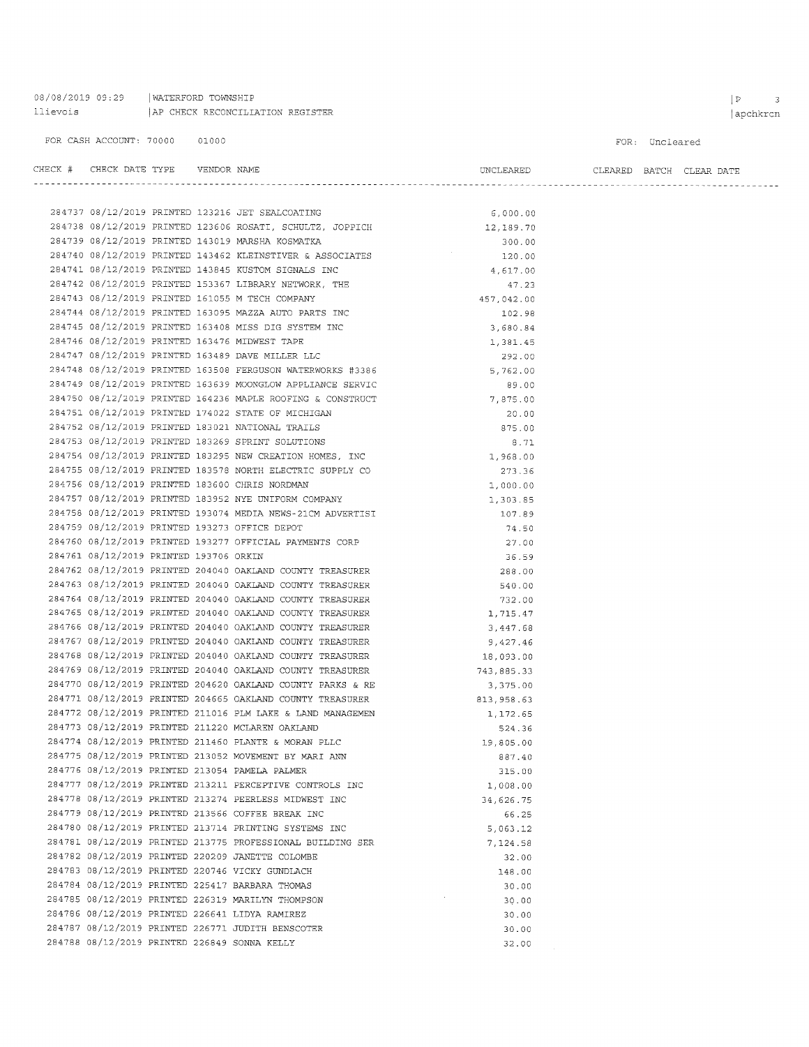08/08/2019 09:29 | WATERFORD TOWNSHIP
llievois | AP CHECK RECONCILIATION REGISTER

FOR CASH ACCOUNT: 70000 01000

FOR: Uncleared

| CHECK # | CHECK DATE | TYPE | VENDOR | NAME | UNCLEARED | CLEARED | BATCH | CLEAR DATE |
|---|---|---|---|---|---|---|---|---|
| 284737 | 08/12/2019 | PRINTED | 123216 | JET SEALCOATING | 6,000.00 | | | |
| 284738 | 08/12/2019 | PRINTED | 123606 | ROSATI, SCHULTZ, JOPPICH | 12,189.70 | | | |
| 284739 | 08/12/2019 | PRINTED | 143019 | MARSHA KOSMATKA | 300.00 | | | |
| 284740 | 08/12/2019 | PRINTED | 143462 | KLEINSTIVER & ASSOCIATES | 120.00 | | | |
| 284741 | 08/12/2019 | PRINTED | 143845 | KUSTOM SIGNALS INC | 4,617.00 | | | |
| 284742 | 08/12/2019 | PRINTED | 153367 | LIBRARY NETWORK, THE | 47.23 | | | |
| 284743 | 08/12/2019 | PRINTED | 161055 | M TECH COMPANY | 457,042.00 | | | |
| 284744 | 08/12/2019 | PRINTED | 163095 | MAZZA AUTO PARTS INC | 102.98 | | | |
| 284745 | 08/12/2019 | PRINTED | 163408 | MISS DIG SYSTEM INC | 3,680.84 | | | |
| 284746 | 08/12/2019 | PRINTED | 163476 | MIDWEST TAPE | 1,381.45 | | | |
| 284747 | 08/12/2019 | PRINTED | 163489 | DAVE MILLER LLC | 292.00 | | | |
| 284748 | 08/12/2019 | PRINTED | 163508 | FERGUSON WATERWORKS #3386 | 5,762.00 | | | |
| 284749 | 08/12/2019 | PRINTED | 163639 | MOONGLOW APPLIANCE SERVIC | 89.00 | | | |
| 284750 | 08/12/2019 | PRINTED | 164236 | MAPLE ROOFING & CONSTRUCT | 7,875.00 | | | |
| 284751 | 08/12/2019 | PRINTED | 174022 | STATE OF MICHIGAN | 20.00 | | | |
| 284752 | 08/12/2019 | PRINTED | 183021 | NATIONAL TRAILS | 875.00 | | | |
| 284753 | 08/12/2019 | PRINTED | 183269 | SPRINT SOLUTIONS | 8.71 | | | |
| 284754 | 08/12/2019 | PRINTED | 183295 | NEW CREATION HOMES, INC | 1,968.00 | | | |
| 284755 | 08/12/2019 | PRINTED | 183578 | NORTH ELECTRIC SUPPLY CO | 273.36 | | | |
| 284756 | 08/12/2019 | PRINTED | 183600 | CHRIS NORDMAN | 1,000.00 | | | |
| 284757 | 08/12/2019 | PRINTED | 183952 | NYE UNIFORM COMPANY | 1,303.85 | | | |
| 284758 | 08/12/2019 | PRINTED | 193074 | MEDIA NEWS-21CM ADVERTISI | 107.89 | | | |
| 284759 | 08/12/2019 | PRINTED | 193273 | OFFICE DEPOT | 74.50 | | | |
| 284760 | 08/12/2019 | PRINTED | 193277 | OFFICIAL PAYMENTS CORP | 27.00 | | | |
| 284761 | 08/12/2019 | PRINTED | 193706 | ORKIN | 36.59 | | | |
| 284762 | 08/12/2019 | PRINTED | 204040 | OAKLAND COUNTY TREASURER | 288.00 | | | |
| 284763 | 08/12/2019 | PRINTED | 204040 | OAKLAND COUNTY TREASURER | 540.00 | | | |
| 284764 | 08/12/2019 | PRINTED | 204040 | OAKLAND COUNTY TREASURER | 732.00 | | | |
| 284765 | 08/12/2019 | PRINTED | 204040 | OAKLAND COUNTY TREASURER | 1,715.47 | | | |
| 284766 | 08/12/2019 | PRINTED | 204040 | OAKLAND COUNTY TREASURER | 3,447.68 | | | |
| 284767 | 08/12/2019 | PRINTED | 204040 | OAKLAND COUNTY TREASURER | 9,427.46 | | | |
| 284768 | 08/12/2019 | PRINTED | 204040 | OAKLAND COUNTY TREASURER | 18,093.00 | | | |
| 284769 | 08/12/2019 | PRINTED | 204040 | OAKLAND COUNTY TREASURER | 743,885.33 | | | |
| 284770 | 08/12/2019 | PRINTED | 204620 | OAKLAND COUNTY PARKS & RE | 3,375.00 | | | |
| 284771 | 08/12/2019 | PRINTED | 204665 | OAKLAND COUNTY TREASURER | 813,958.63 | | | |
| 284772 | 08/12/2019 | PRINTED | 211016 | PLM LAKE & LAND MANAGEMEN | 1,172.65 | | | |
| 284773 | 08/12/2019 | PRINTED | 211220 | MCLAREN OAKLAND | 524.36 | | | |
| 284774 | 08/12/2019 | PRINTED | 211460 | PLANTE & MORAN PLLC | 19,805.00 | | | |
| 284775 | 08/12/2019 | PRINTED | 213052 | MOVEMENT BY MARI ANN | 887.40 | | | |
| 284776 | 08/12/2019 | PRINTED | 213054 | PAMELA PALMER | 315.00 | | | |
| 284777 | 08/12/2019 | PRINTED | 213211 | PERCEPTIVE CONTROLS INC | 1,008.00 | | | |
| 284778 | 08/12/2019 | PRINTED | 213274 | PEERLESS MIDWEST INC | 34,626.75 | | | |
| 284779 | 08/12/2019 | PRINTED | 213566 | COFFEE BREAK INC | 66.25 | | | |
| 284780 | 08/12/2019 | PRINTED | 213714 | PRINTING SYSTEMS INC | 5,063.12 | | | |
| 284781 | 08/12/2019 | PRINTED | 213775 | PROFESSIONAL BUILDING SER | 7,124.58 | | | |
| 284782 | 08/12/2019 | PRINTED | 220209 | JANETTE COLOMBE | 32.00 | | | |
| 284783 | 08/12/2019 | PRINTED | 220746 | VICKY GUNDLACH | 148.00 | | | |
| 284784 | 08/12/2019 | PRINTED | 225417 | BARBARA THOMAS | 30.00 | | | |
| 284785 | 08/12/2019 | PRINTED | 226319 | MARILYN THOMPSON | 30.00 | | | |
| 284786 | 08/12/2019 | PRINTED | 226641 | LIDYA RAMIREZ | 30.00 | | | |
| 284787 | 08/12/2019 | PRINTED | 226771 | JUDITH BENSCOTER | 30.00 | | | |
| 284788 | 08/12/2019 | PRINTED | 226849 | SONNA KELLY | 32.00 | | | |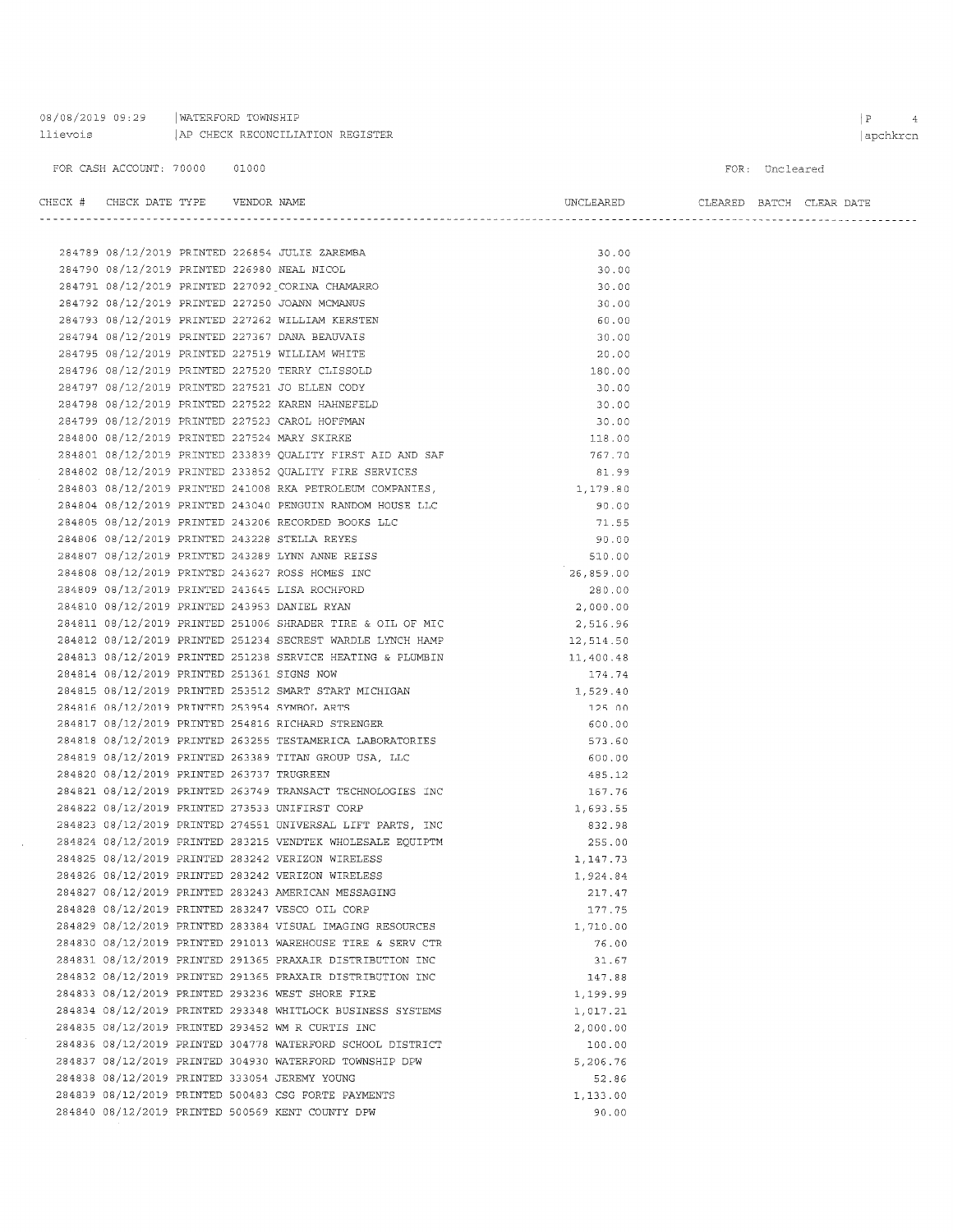08/08/2019 09:29 | WATERFORD TOWNSHIP
llievois | AP CHECK RECONCILIATION REGISTER

FOR CASH ACCOUNT: 70000 01000

FOR: Uncleared

| CHECK # | CHECK DATE | TYPE | VENDOR | VENDOR NAME | UNCLEARED | CLEARED | BATCH | CLEAR DATE |
|---|---|---|---|---|---|---|---|---|
| 284789 | 08/12/2019 | PRINTED | 226854 | JULIE ZAREMBA | 30.00 | | | |
| 284790 | 08/12/2019 | PRINTED | 226980 | NEAL NICOL | 30.00 | | | |
| 284791 | 08/12/2019 | PRINTED | 227092 | CORINA CHAMARRO | 30.00 | | | |
| 284792 | 08/12/2019 | PRINTED | 227250 | JOANN MCMANUS | 30.00 | | | |
| 284793 | 08/12/2019 | PRINTED | 227262 | WILLIAM KERSTEN | 60.00 | | | |
| 284794 | 08/12/2019 | PRINTED | 227367 | DANA BEAUVAIS | 30.00 | | | |
| 284795 | 08/12/2019 | PRINTED | 227519 | WILLIAM WHITE | 20.00 | | | |
| 284796 | 08/12/2019 | PRINTED | 227520 | TERRY CLISSOLD | 180.00 | | | |
| 284797 | 08/12/2019 | PRINTED | 227521 | JO ELLEN CODY | 30.00 | | | |
| 284798 | 08/12/2019 | PRINTED | 227522 | KAREN HAHNEFELD | 30.00 | | | |
| 284799 | 08/12/2019 | PRINTED | 227523 | CAROL HOFFMAN | 30.00 | | | |
| 284800 | 08/12/2019 | PRINTED | 227524 | MARY SKIRKE | 118.00 | | | |
| 284801 | 08/12/2019 | PRINTED | 233839 | QUALITY FIRST AID AND SAF | 767.70 | | | |
| 284802 | 08/12/2019 | PRINTED | 233852 | QUALITY FIRE SERVICES | 81.99 | | | |
| 284803 | 08/12/2019 | PRINTED | 241008 | RKA PETROLEUM COMPANIES, | 1,179.80 | | | |
| 284804 | 08/12/2019 | PRINTED | 243040 | PENGUIN RANDOM HOUSE LLC | 90.00 | | | |
| 284805 | 08/12/2019 | PRINTED | 243206 | RECORDED BOOKS LLC | 71.55 | | | |
| 284806 | 08/12/2019 | PRINTED | 243228 | STELLA REYES | 90.00 | | | |
| 284807 | 08/12/2019 | PRINTED | 243289 | LYNN ANNE REISS | 510.00 | | | |
| 284808 | 08/12/2019 | PRINTED | 243627 | ROSS HOMES INC | 26,859.00 | | | |
| 284809 | 08/12/2019 | PRINTED | 243645 | LISA ROCHFORD | 280.00 | | | |
| 284810 | 08/12/2019 | PRINTED | 243953 | DANIEL RYAN | 2,000.00 | | | |
| 284811 | 08/12/2019 | PRINTED | 251006 | SHRADER TIRE & OIL OF MIC | 2,516.96 | | | |
| 284812 | 08/12/2019 | PRINTED | 251234 | SECREST WARDLE LYNCH HAMP | 12,514.50 | | | |
| 284813 | 08/12/2019 | PRINTED | 251238 | SERVICE HEATING & PLUMBIN | 11,400.48 | | | |
| 284814 | 08/12/2019 | PRINTED | 251361 | SIGNS NOW | 174.74 | | | |
| 284815 | 08/12/2019 | PRINTED | 253512 | SMART START MICHIGAN | 1,529.40 | | | |
| 284816 | 08/12/2019 | PRINTED | 253954 | SYMBOL ARTS | 125.00 | | | |
| 284817 | 08/12/2019 | PRINTED | 254816 | RICHARD STRENGER | 600.00 | | | |
| 284818 | 08/12/2019 | PRINTED | 263255 | TESTAMERICA LABORATORIES | 573.60 | | | |
| 284819 | 08/12/2019 | PRINTED | 263389 | TITAN GROUP USA, LLC | 600.00 | | | |
| 284820 | 08/12/2019 | PRINTED | 263737 | TRUGREEN | 485.12 | | | |
| 284821 | 08/12/2019 | PRINTED | 263749 | TRANSACT TECHNOLOGIES INC | 167.76 | | | |
| 284822 | 08/12/2019 | PRINTED | 273533 | UNIFIRST CORP | 1,693.55 | | | |
| 284823 | 08/12/2019 | PRINTED | 274551 | UNIVERSAL LIFT PARTS, INC | 832.98 | | | |
| 284824 | 08/12/2019 | PRINTED | 283215 | VENDTEK WHOLESALE EQUIPTM | 255.00 | | | |
| 284825 | 08/12/2019 | PRINTED | 283242 | VERIZON WIRELESS | 1,147.73 | | | |
| 284826 | 08/12/2019 | PRINTED | 283242 | VERIZON WIRELESS | 1,924.84 | | | |
| 284827 | 08/12/2019 | PRINTED | 283243 | AMERICAN MESSAGING | 217.47 | | | |
| 284828 | 08/12/2019 | PRINTED | 283247 | VESCO OIL CORP | 177.75 | | | |
| 284829 | 08/12/2019 | PRINTED | 283384 | VISUAL IMAGING RESOURCES | 1,710.00 | | | |
| 284830 | 08/12/2019 | PRINTED | 291013 | WAREHOUSE TIRE & SERV CTR | 76.00 | | | |
| 284831 | 08/12/2019 | PRINTED | 291365 | PRAXAIR DISTRIBUTION INC | 31.67 | | | |
| 284832 | 08/12/2019 | PRINTED | 291365 | PRAXAIR DISTRIBUTION INC | 147.88 | | | |
| 284833 | 08/12/2019 | PRINTED | 293236 | WEST SHORE FIRE | 1,199.99 | | | |
| 284834 | 08/12/2019 | PRINTED | 293348 | WHITLOCK BUSINESS SYSTEMS | 1,017.21 | | | |
| 284835 | 08/12/2019 | PRINTED | 293452 | WM R CURTIS INC | 2,000.00 | | | |
| 284836 | 08/12/2019 | PRINTED | 304778 | WATERFORD SCHOOL DISTRICT | 100.00 | | | |
| 284837 | 08/12/2019 | PRINTED | 304930 | WATERFORD TOWNSHIP DPW | 5,206.76 | | | |
| 284838 | 08/12/2019 | PRINTED | 333054 | JEREMY YOUNG | 52.86 | | | |
| 284839 | 08/12/2019 | PRINTED | 500483 | CSG FORTE PAYMENTS | 1,133.00 | | | |
| 284840 | 08/12/2019 | PRINTED | 500569 | KENT COUNTY DPW | 90.00 | | | |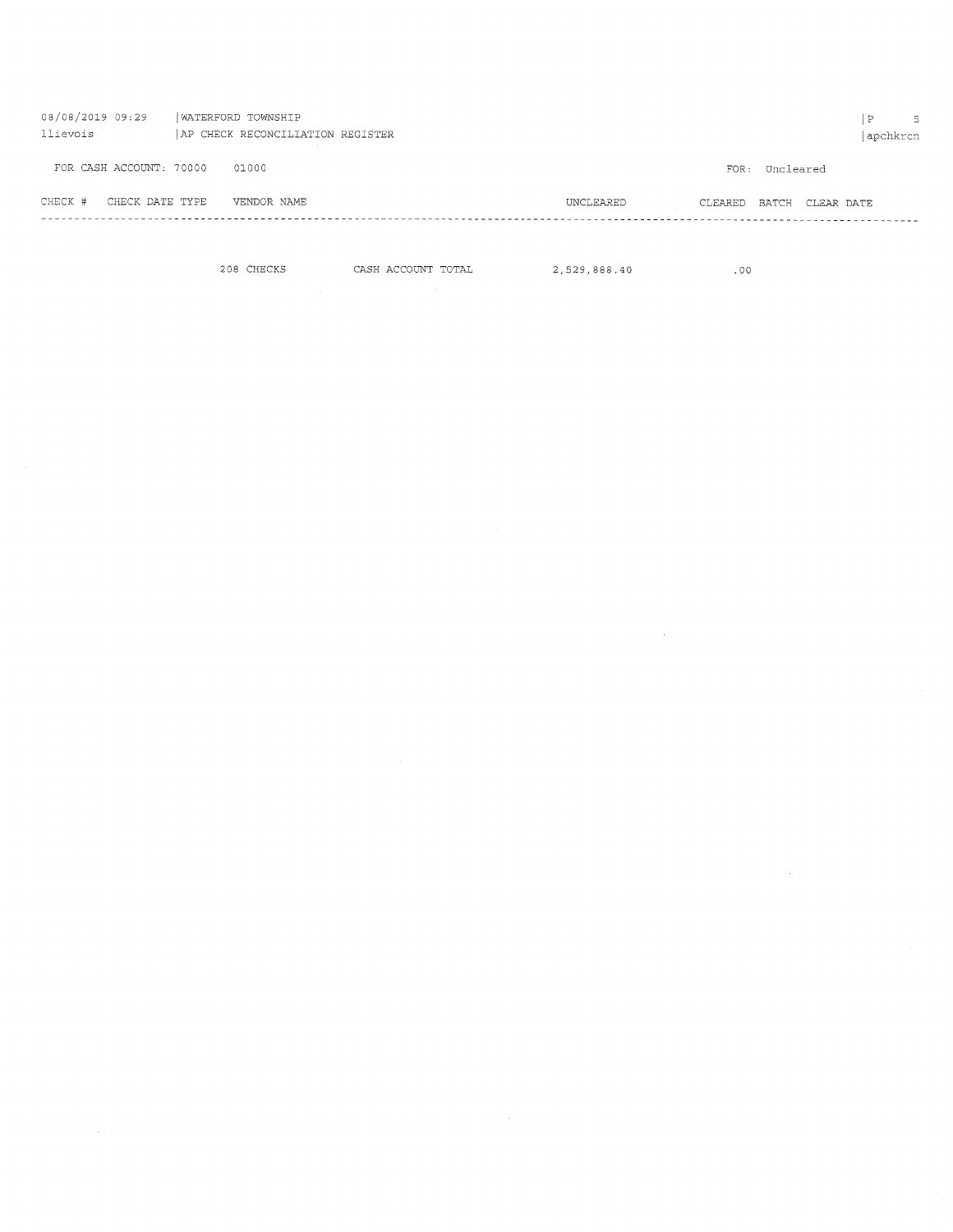WATERFORD TOWNSHIP

AP CHECK RECONCILIATION REGISTER

FOR CASH ACCOUNT: 70000 01000

FOR: Uncleared

| CHECK # | CHECK DATE | TYPE | VENDOR NAME | UNCLEARED | CLEARED | BATCH | CLEAR DATE |
|---|---|---|---|---|---|---|---|
| | | 208 CHECKS | CASH ACCOUNT TOTAL | 2,529,888.40 | .00 | | |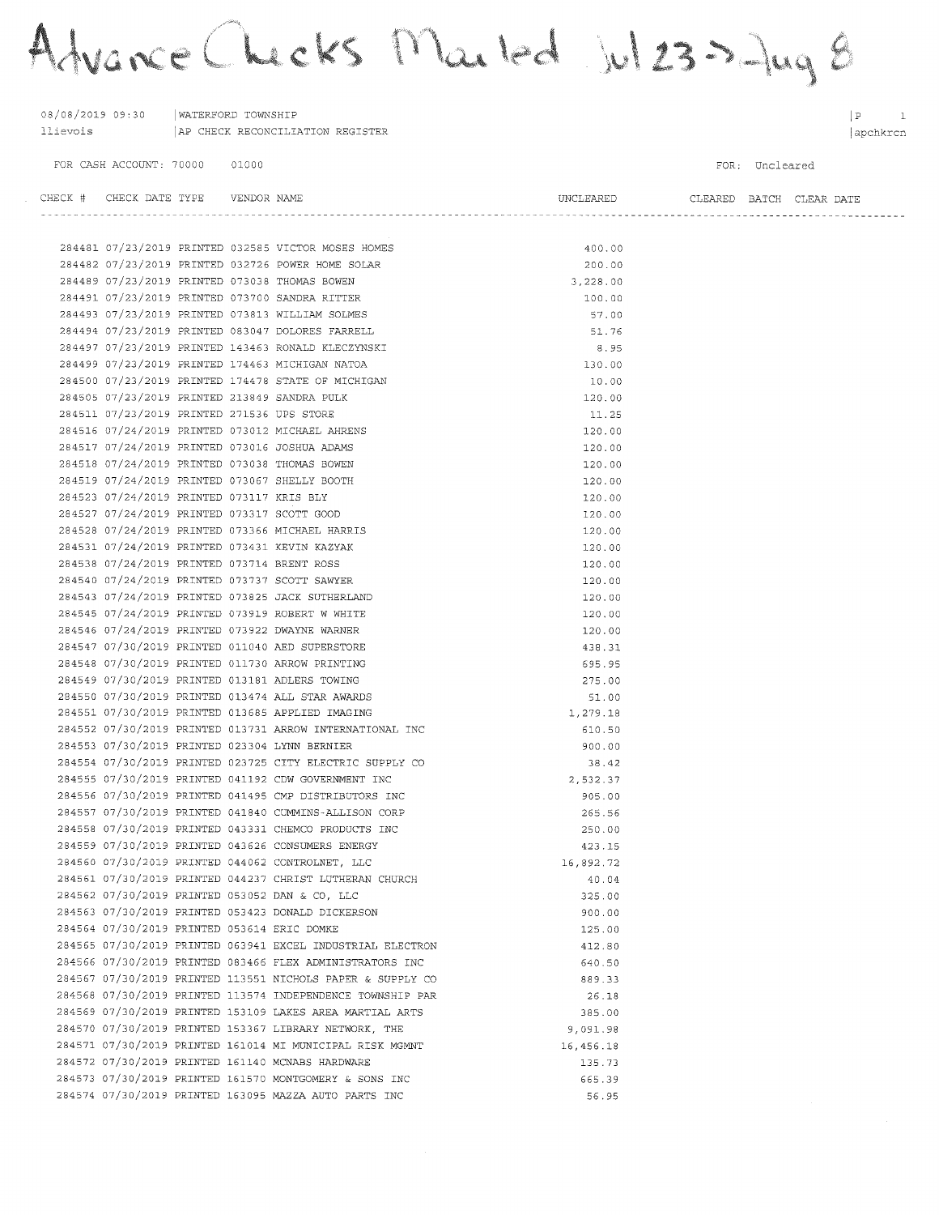# Advance Checks Mailed Jul 23 -> Aug 8

08/08/2019 09:30 | WATERFORD TOWNSHIP | P 1
llievois | AP CHECK RECONCILIATION REGISTER | apchkrcn

FOR CASH ACCOUNT: 70000 01000 FOR: Uncleared

| CHECK # | CHECK DATE | TYPE | VENDOR NAME | UNCLEARED | CLEARED | BATCH | CLEAR DATE |
|---|---|---|---|---|---|---|---|
| 284481 | 07/23/2019 | PRINTED | 032585 VICTOR MOSES HOMES | 400.00 | | | |
| 284482 | 07/23/2019 | PRINTED | 032726 POWER HOME SOLAR | 200.00 | | | |
| 284489 | 07/23/2019 | PRINTED | 073038 THOMAS BOWEN | 3,228.00 | | | |
| 284491 | 07/23/2019 | PRINTED | 073700 SANDRA RITTER | 100.00 | | | |
| 284493 | 07/23/2019 | PRINTED | 073813 WILLIAM SOLMES | 57.00 | | | |
| 284494 | 07/23/2019 | PRINTED | 083047 DOLORES FARRELL | 51.76 | | | |
| 284497 | 07/23/2019 | PRINTED | 143463 RONALD KLECZYNSKI | 8.95 | | | |
| 284499 | 07/23/2019 | PRINTED | 174463 MICHIGAN NATOA | 130.00 | | | |
| 284500 | 07/23/2019 | PRINTED | 174478 STATE OF MICHIGAN | 10.00 | | | |
| 284505 | 07/23/2019 | PRINTED | 213849 SANDRA PULK | 120.00 | | | |
| 284511 | 07/23/2019 | PRINTED | 271536 UPS STORE | 11.25 | | | |
| 284516 | 07/24/2019 | PRINTED | 073012 MICHAEL AHRENS | 120.00 | | | |
| 284517 | 07/24/2019 | PRINTED | 073016 JOSHUA ADAMS | 120.00 | | | |
| 284518 | 07/24/2019 | PRINTED | 073038 THOMAS BOWEN | 120.00 | | | |
| 284519 | 07/24/2019 | PRINTED | 073067 SHELLY BOOTH | 120.00 | | | |
| 284523 | 07/24/2019 | PRINTED | 073117 KRIS BLY | 120.00 | | | |
| 284527 | 07/24/2019 | PRINTED | 073317 SCOTT GOOD | 120.00 | | | |
| 284528 | 07/24/2019 | PRINTED | 073366 MICHAEL HARRIS | 120.00 | | | |
| 284531 | 07/24/2019 | PRINTED | 073431 KEVIN KAZYAK | 120.00 | | | |
| 284538 | 07/24/2019 | PRINTED | 073714 BRENT ROSS | 120.00 | | | |
| 284540 | 07/24/2019 | PRINTED | 073737 SCOTT SAWYER | 120.00 | | | |
| 284543 | 07/24/2019 | PRINTED | 073825 JACK SUTHERLAND | 120.00 | | | |
| 284545 | 07/24/2019 | PRINTED | 073919 ROBERT W WHITE | 120.00 | | | |
| 284546 | 07/24/2019 | PRINTED | 073922 DWAYNE WARNER | 120.00 | | | |
| 284547 | 07/30/2019 | PRINTED | 011040 AED SUPERSTORE | 438.31 | | | |
| 284548 | 07/30/2019 | PRINTED | 011730 ARROW PRINTING | 695.95 | | | |
| 284549 | 07/30/2019 | PRINTED | 013181 ADLERS TOWING | 275.00 | | | |
| 284550 | 07/30/2019 | PRINTED | 013474 ALL STAR AWARDS | 51.00 | | | |
| 284551 | 07/30/2019 | PRINTED | 013685 APPLIED IMAGING | 1,279.18 | | | |
| 284552 | 07/30/2019 | PRINTED | 013731 ARROW INTERNATIONAL INC | 610.50 | | | |
| 284553 | 07/30/2019 | PRINTED | 023304 LYNN BERNIER | 900.00 | | | |
| 284554 | 07/30/2019 | PRINTED | 023725 CITY ELECTRIC SUPPLY CO | 38.42 | | | |
| 284555 | 07/30/2019 | PRINTED | 041192 CDW GOVERNMENT INC | 2,532.37 | | | |
| 284556 | 07/30/2019 | PRINTED | 041495 CMP DISTRIBUTORS INC | 905.00 | | | |
| 284557 | 07/30/2019 | PRINTED | 041840 CUMMINS-ALLISON CORP | 265.56 | | | |
| 284558 | 07/30/2019 | PRINTED | 043331 CHEMCO PRODUCTS INC | 250.00 | | | |
| 284559 | 07/30/2019 | PRINTED | 043626 CONSUMERS ENERGY | 423.15 | | | |
| 284560 | 07/30/2019 | PRINTED | 044062 CONTROLNET, LLC | 16,892.72 | | | |
| 284561 | 07/30/2019 | PRINTED | 044237 CHRIST LUTHERAN CHURCH | 40.04 | | | |
| 284562 | 07/30/2019 | PRINTED | 053052 DAN & CO, LLC | 325.00 | | | |
| 284563 | 07/30/2019 | PRINTED | 053423 DONALD DICKERSON | 900.00 | | | |
| 284564 | 07/30/2019 | PRINTED | 053614 ERIC DOMKE | 125.00 | | | |
| 284565 | 07/30/2019 | PRINTED | 063941 EXCEL INDUSTRIAL ELECTRON | 412.80 | | | |
| 284566 | 07/30/2019 | PRINTED | 083466 FLEX ADMINISTRATORS INC | 640.50 | | | |
| 284567 | 07/30/2019 | PRINTED | 113551 NICHOLS PAPER & SUPPLY CO | 889.33 | | | |
| 284568 | 07/30/2019 | PRINTED | 113574 INDEPENDENCE TOWNSHIP PAR | 26.18 | | | |
| 284569 | 07/30/2019 | PRINTED | 153109 LAKES AREA MARTIAL ARTS | 385.00 | | | |
| 284570 | 07/30/2019 | PRINTED | 153367 LIBRARY NETWORK, THE | 9,091.98 | | | |
| 284571 | 07/30/2019 | PRINTED | 161014 MI MUNICIPAL RISK MGMNT | 16,456.18 | | | |
| 284572 | 07/30/2019 | PRINTED | 161140 MCNABS HARDWARE | 135.73 | | | |
| 284573 | 07/30/2019 | PRINTED | 161570 MONTGOMERY & SONS INC | 665.39 | | | |
| 284574 | 07/30/2019 | PRINTED | 163095 MAZZA AUTO PARTS INC | 56.95 | | | |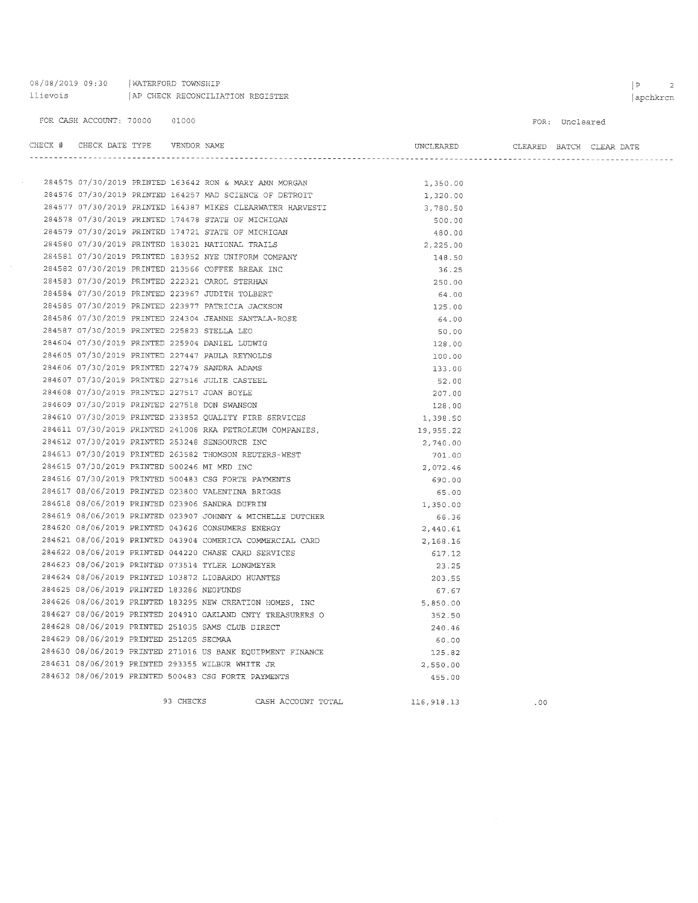08/08/2019 09:30 | WATERFORD TOWNSHIP
llievois | AP CHECK RECONCILIATION REGISTER

FOR CASH ACCOUNT: 70000 01000

FOR: Uncleared

| CHECK # | CHECK DATE | TYPE | VENDOR NAME | UNCLEARED | CLEARED | BATCH | CLEAR DATE |
|---|---|---|---|---|---|---|---|
| 284575 | 07/30/2019 | PRINTED | 163642 RON & MARY ANN MORGAN | 1,350.00 | | | |
| 284576 | 07/30/2019 | PRINTED | 164257 MAD SCIENCE OF DETROIT | 1,320.00 | | | |
| 284577 | 07/30/2019 | PRINTED | 164387 MIKES CLEARWATER HARVESTI | 3,780.50 | | | |
| 284578 | 07/30/2019 | PRINTED | 174478 STATE OF MICHIGAN | 500.00 | | | |
| 284579 | 07/30/2019 | PRINTED | 174721 STATE OF MICHIGAN | 480.00 | | | |
| 284580 | 07/30/2019 | PRINTED | 183021 NATIONAL TRAILS | 2,225.00 | | | |
| 284581 | 07/30/2019 | PRINTED | 183952 NYE UNIFORM COMPANY | 148.50 | | | |
| 284582 | 07/30/2019 | PRINTED | 213566 COFFEE BREAK INC | 36.25 | | | |
| 284583 | 07/30/2019 | PRINTED | 222321 CAROL STERHAN | 250.00 | | | |
| 284584 | 07/30/2019 | PRINTED | 223967 JUDITH TOLBERT | 64.00 | | | |
| 284585 | 07/30/2019 | PRINTED | 223977 PATRICIA JACKSON | 125.00 | | | |
| 284586 | 07/30/2019 | PRINTED | 224304 JEANNE SANTALA-ROSE | 64.00 | | | |
| 284587 | 07/30/2019 | PRINTED | 225823 STELLA LEO | 50.00 | | | |
| 284604 | 07/30/2019 | PRINTED | 225904 DANIEL LUDWIG | 128.00 | | | |
| 284605 | 07/30/2019 | PRINTED | 227447 PAULA REYNOLDS | 100.00 | | | |
| 284606 | 07/30/2019 | PRINTED | 227479 SANDRA ADAMS | 133.00 | | | |
| 284607 | 07/30/2019 | PRINTED | 227516 JULIE CASTEEL | 52.00 | | | |
| 284608 | 07/30/2019 | PRINTED | 227517 JOAN BOYLE | 207.00 | | | |
| 284609 | 07/30/2019 | PRINTED | 227518 DON SWANSON | 128.00 | | | |
| 284610 | 07/30/2019 | PRINTED | 233852 QUALITY FIRE SERVICES | 1,398.50 | | | |
| 284611 | 07/30/2019 | PRINTED | 241008 RKA PETROLEUM COMPANIES, | 19,955.22 | | | |
| 284612 | 07/30/2019 | PRINTED | 253248 SENSOURCE INC | 2,740.00 | | | |
| 284613 | 07/30/2019 | PRINTED | 263582 THOMSON REUTERS-WEST | 701.00 | | | |
| 284615 | 07/30/2019 | PRINTED | 500246 MI MED INC | 2,072.46 | | | |
| 284616 | 07/30/2019 | PRINTED | 500483 CSG FORTE PAYMENTS | 690.00 | | | |
| 284617 | 08/06/2019 | PRINTED | 023800 VALENTINA BRIGGS | 65.00 | | | |
| 284618 | 08/06/2019 | PRINTED | 023906 SANDRA DUFRIN | 1,350.00 | | | |
| 284619 | 08/06/2019 | PRINTED | 023907 JOHNNY & MICHELLE DUTCHER | 66.36 | | | |
| 284620 | 08/06/2019 | PRINTED | 043626 CONSUMERS ENERGY | 2,440.61 | | | |
| 284621 | 08/06/2019 | PRINTED | 043904 COMERICA COMMERCIAL CARD | 2,168.16 | | | |
| 284622 | 08/06/2019 | PRINTED | 044220 CHASE CARD SERVICES | 617.12 | | | |
| 284623 | 08/06/2019 | PRINTED | 073514 TYLER LONGMEYER | 23.25 | | | |
| 284624 | 08/06/2019 | PRINTED | 103872 LIOBARDO HUANTES | 203.55 | | | |
| 284625 | 08/06/2019 | PRINTED | 183286 NEOFUNDS | 67.67 | | | |
| 284626 | 08/06/2019 | PRINTED | 183295 NEW CREATION HOMES, INC | 5,850.00 | | | |
| 284627 | 08/06/2019 | PRINTED | 204910 OAKLAND CNTY TREASURERS O | 352.50 | | | |
| 284628 | 08/06/2019 | PRINTED | 251035 SAMS CLUB DIRECT | 240.46 | | | |
| 284629 | 08/06/2019 | PRINTED | 251205 SECMAA | 60.00 | | | |
| 284630 | 08/06/2019 | PRINTED | 271016 US BANK EQUIPMENT FINANCE | 125.82 | | | |
| 284631 | 08/06/2019 | PRINTED | 293355 WILBUR WHITE JR | 2,550.00 | | | |
| 284632 | 08/06/2019 | PRINTED | 500483 CSG FORTE PAYMENTS | 455.00 | | | |
| | | 93 CHECKS | CASH ACCOUNT TOTAL | 116,918.13 | .00 | | |